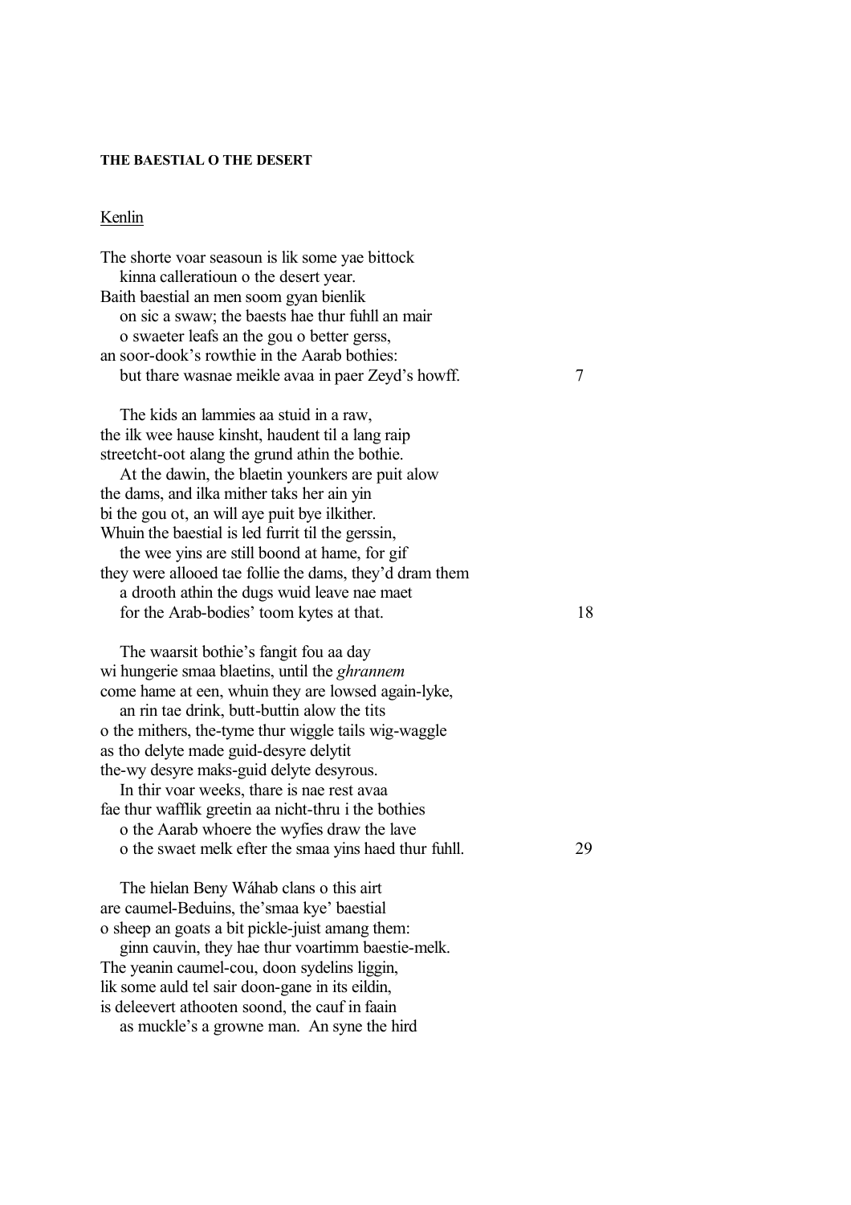**THE BAESTIAL O THE DESERT**

Kenlin

The shorte voar seasoun is lik some yae bittock
   kinna calleratioun o the desert year.
Baith baestial an men soom gyan bienlik
   on sic a swaw; the baests hae thur fuhll an mair
   o swaeter leafs an the gou o better gerss,
an soor-dook's rowthie in the Aarab bothies:
   but thare wasnae meikle avaa in paer Zeyd's howff. 7

   The kids an lammies aa stuid in a raw,
the ilk wee hause kinsht, haudent til a lang raip
streetcht-oot alang the grund athin the bothie.
   At the dawin, the blaetin younkers are puit alow
the dams, and ilka mither taks her ain yin
bi the gou ot, an will aye puit bye ilkither.
Whuin the baestial is led furrit til the gerssin,
   the wee yins are still boond at hame, for gif
they were allooed tae follie the dams, they'd dram them
   a drooth athin the dugs wuid leave nae maet
   for the Arab-bodies' toom kytes at that. 18

   The waarsit bothie's fangit fou aa day
wi hungerie smaa blaetins, until the *ghrannem*
come hame at een, whuin they are lowsed again-lyke,
   an rin tae drink, butt-buttin alow the tits
o the mithers, the-tyme thur wiggle tails wig-waggle
as tho delyte made guid-desyre delytit
the-wy desyre maks-guid delyte desyrous.
   In thir voar weeks, thare is nae rest avaa
fae thur wafflik greetin aa nicht-thru i the bothies
   o the Aarab whoere the wyfies draw the lave
   o the swaet melk efter the smaa yins haed thur fuhll. 29

   The hielan Beny Wáhab clans o this airt
are caumel-Beduins, the'smaa kye' baestial
o sheep an goats a bit pickle-juist amang them:
   ginn cauvin, they hae thur voartimm baestie-melk.
The yeanin caumel-cou, doon sydelins liggin,
lik some auld tel sair doon-gane in its eildin,
is deleevert athooten soond, the cauf in faain
   as muckle's a growne man. An syne the hird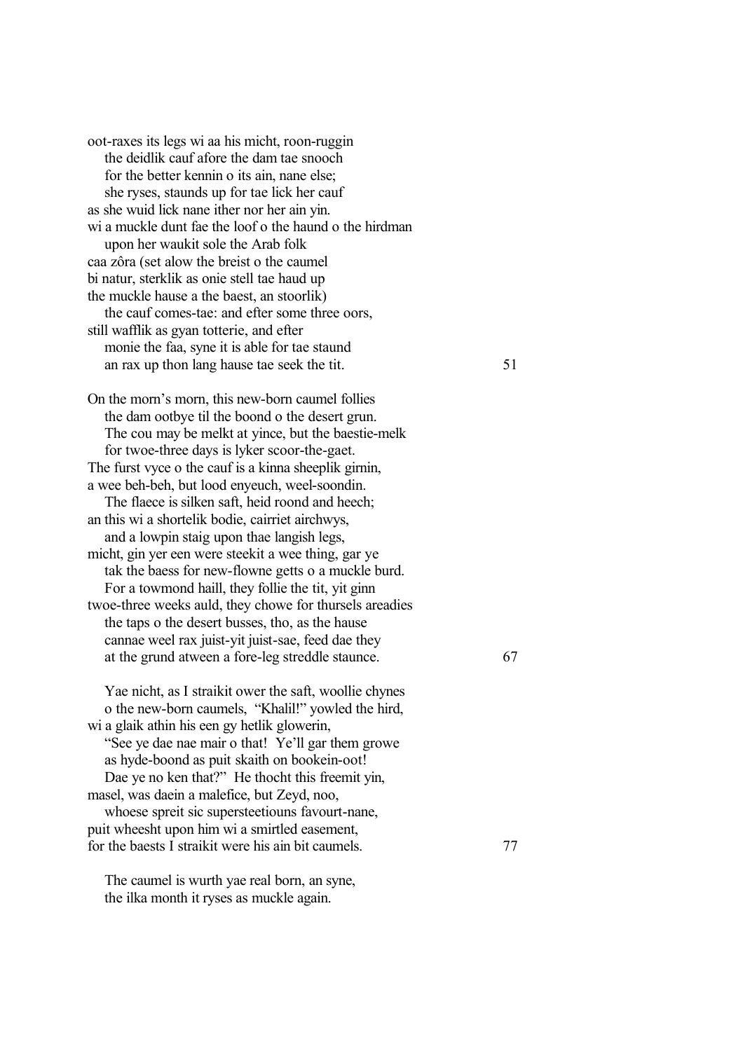oot-raxes its legs wi aa his micht, roon-ruggin
  the deidlik cauf afore the dam tae snooch
  for the better kennin o its ain, nane else;
  she ryses, staunds up for tae lick her cauf
as she wuid lick nane ither nor her ain yin.
wi a muckle dunt fae the loof o the haund o the hirdman
  upon her waukit sole the Arab folk
caa zôra (set alow the breist o the caumel
bi natur, sterklik as onie stell tae haud up
the muckle hause a the baest, an stoorlik)
  the cauf comes-tae: and efter some three oors,
still wafflik as gyan totterie, and efter
  monie the faa, syne it is able for tae staund
  an rax up thon lang hause tae seek the tit.

On the morn's morn, this new-born caumel follies
  the dam ootbye til the boond o the desert grun.
  The cou may be melkt at yince, but the baestie-melk
  for twoe-three days is lyker scoor-the-gaet.
The furst vyce o the cauf is a kinna sheeplik girnin,
a wee beh-beh, but lood enyeuch, weel-soondin.
  The flaece is silken saft, heid roond and heech;
an this wi a shortelik bodie, cairriet airchwys,
  and a lowpin staig upon thae langish legs,
micht, gin yer een were steekit a wee thing, gar ye
  tak the baess for new-flowne getts o a muckle burd.
  For a towmond haill, they follie the tit, yit ginn
twoe-three weeks auld, they chowe for thursels areadies
  the taps o the desert busses, tho, as the hause
  cannae weel rax juist-yit juist-sae, feed dae they
  at the grund atween a fore-leg streddle staunce.

  Yae nicht, as I straikit ower the saft, woollie chynes
  o the new-born caumels, "Khalil!" yowled the hird,
wi a glaik athin his een gy hetlik glowerin,
  "See ye dae nae mair o that! Ye'll gar them growe
  as hyde-boond as puit skaith on bookein-oot!
  Dae ye no ken that?" He thocht this freemit yin,
masel, was daein a malefice, but Zeyd, noo,
  whoese spreit sic supersteetiouns favourt-nane,
puit wheesht upon him wi a smirtled easement,
for the baests I straikit were his ain bit caumels.

  The caumel is wurth yae real born, an syne,
  the ilka month it ryses as muckle again.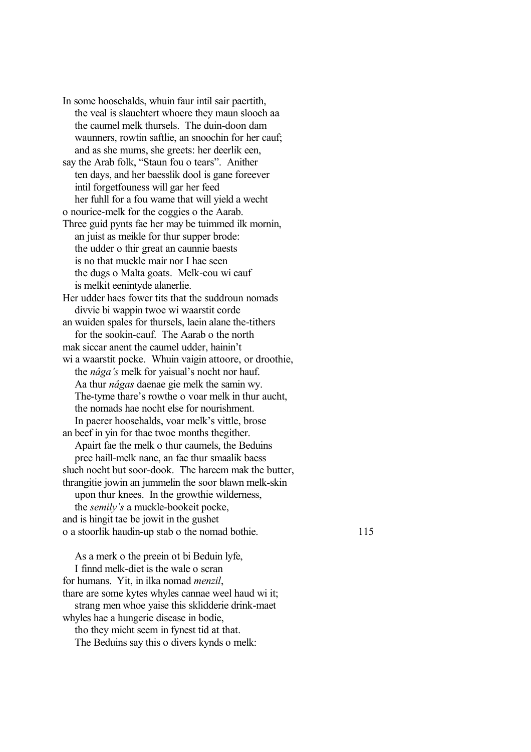In some hoosehalds, whuin faur intil sair paertith,
    the veal is slauchtert whoere they maun slooch aa
    the caumel melk thursels. The duin-doon dam
    waunners, rowtin saftlie, an snoochin for her cauf;
    and as she murns, she greets: her deerlik een,
say the Arab folk, "Staun fou o tears". Anither
    ten days, and her baesslik dool is gane foreever
    intil forgetfouness will gar her feed
    her fuhll for a fou wame that will yield a wecht
o nourice-melk for the coggies o the Aarab.
Three guid pynts fae her may be tuimmed ilk mornin,
    an juist as meikle for thur supper brode:
    the udder o thir great an caunnie baests
    is no that muckle mair nor I hae seen
    the dugs o Malta goats. Melk-cou wi cauf
    is melkit eenintyde alanerlie.
Her udder haes fower tits that the suddroun nomads
    divvie bi wappin twoe wi waarstit corde
an wuiden spales for thursels, laein alane the-tithers
    for the sookin-cauf. The Aarab o the north
mak siccar anent the caumel udder, hainin't
wi a waarstit pocke. Whuin vaigin attoore, or droothie,
    the *nâga's* melk for yaisual's nocht nor hauf.
    Aa thur *nâgas* daenae gie melk the samin wy.
    The-tyme thare's rowthe o voar melk in thur aucht,
    the nomads hae nocht else for nourishment.
    In paerer hoosehalds, voar melk's vittle, brose
an beef in yin for thae twoe months thegither.
    Apairt fae the melk o thur caumels, the Beduins
    pree haill-melk nane, an fae thur smaalik baess
sluch nocht but soor-dook. The hareem mak the butter,
thrangitie jowin an jummelin the soor blawn melk-skin
    upon thur knees. In the growthie wilderness,
    the *semily's* a muckle-bookeit pocke,
and is hingit tae be jowit in the gushet
o a stoorlik haudin-up stab o the nomad bothie.                115

    As a merk o the preein ot bi Beduin lyfe,
    I finnd melk-diet is the wale o scran
for humans. Yit, in ilka nomad *menzil*,
thare are some kytes whyles cannae weel haud wi it;
    strang men whoe yaise this sklidderie drink-maet
whyles hae a hungerie disease in bodie,
    tho they micht seem in fynest tid at that.
    The Beduins say this o divers kynds o melk: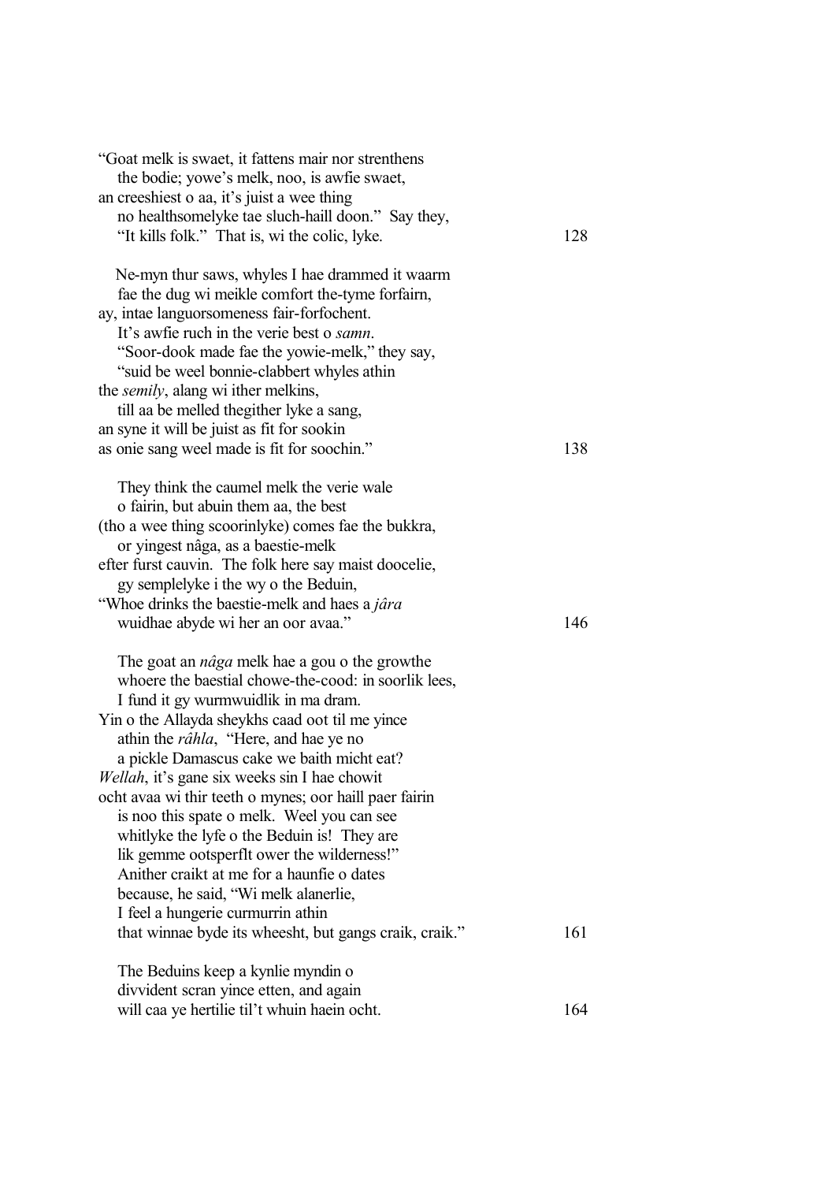"Goat melk is swaet, it fattens mair nor strenthens
the bodie; yowe's melk, noo, is awfie swaet,
an creeshiest o aa, it's juist a wee thing
no healthsomelyke tae sluch-haill doon." Say they,
"It kills folk." That is, wi the colic, lyke. 128

Ne-myn thur saws, whyles I hae drammed it waarm
fae the dug wi meikle comfort the-tyme forfairn,
ay, intae languorsomeness fair-forfochent.
It's awfie ruch in the verie best o *samn*.
"Soor-dook made fae the yowie-melk," they say,
"suid be weel bonnie-clabbert whyles athin
the *semily*, alang wi ither melkins,
till aa be melled thegither lyke a sang,
an syne it will be juist as fit for sookin
as onie sang weel made is fit for soochin." 138

They think the caumel melk the verie wale
o fairin, but abuin them aa, the best
(tho a wee thing scoorinlyke) comes fae the bukkra,
or yingest nâga, as a baestie-melk
efter furst cauvin. The folk here say maist doocelie,
gy semplelyke i the wy o the Beduin,
"Whoe drinks the baestie-melk and haes a *jâra*
wuidhae abyde wi her an oor avaa." 146

The goat an *nâga* melk hae a gou o the growthe
whoere the baestial chowe-the-cood: in soorlik lees,
I fund it gy wurmwuidlik in ma dram.
Yin o the Allayda sheykhs caad oot til me yince
athin the *râhla*, "Here, and hae ye no
a pickle Damascus cake we baith micht eat?
*Wellah*, it's gane six weeks sin I hae chowit
ocht avaa wi thir teeth o mynes; oor haill paer fairin
is noo this spate o melk. Weel you can see
whitlyke the lyfe o the Beduin is! They are
lik gemme ootsperflt ower the wilderness!"
Anither craikt at me for a haunfie o dates
because, he said, "Wi melk alanerlie,
I feel a hungerie curmurrin athin
that winnae byde its wheesht, but gangs craik, craik." 161

The Beduins keep a kynlie myndin o
divvident scran yince etten, and again
will caa ye hertilie til't whuin haein ocht. 164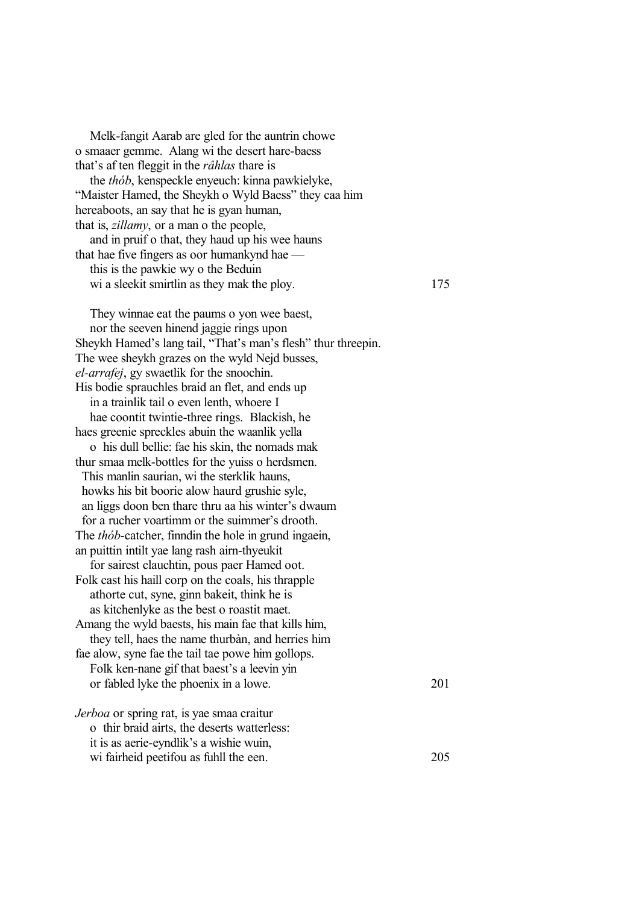Melk-fangit Aarab are gled for the auntrin chowe
o smaaer gemme. Alang wi the desert hare-baess
that's af ten fleggit in the *râhlas* thare is
the *thób*, kenspeckle enyeuch: kinna pawkielyke,
"Maister Hamed, the Sheykh o Wyld Baess" they caa him
hereaboots, an say that he is gyan human,
that is, *zillamy*, or a man o the people,
and in pruif o that, they haud up his wee hauns
that hae five fingers as oor humankynd hae —
this is the pawkie wy o the Beduin
wi a sleekit smirtlin as they mak the ploy. 175

They winnae eat the paums o yon wee baest,
nor the seeven hinend jaggie rings upon
Sheykh Hamed's lang tail, "That's man's flesh" thur threepin.
The wee sheykh grazes on the wyld Nejd busses,
*el-arrafej*, gy swaetlik for the snoochin.
His bodie sprauchles braid an flet, and ends up
in a trainlik tail o even lenth, whoere I
hae coontit twintie-three rings. Blackish, he
haes greenie spreckles abuin the waanlik yella
o his dull bellie: fae his skin, the nomads mak
thur smaa melk-bottles for the yuiss o herdsmen.
This manlin saurian, wi the sterklik hauns,
howks his bit boorie alow haurd grushie syle,
an liggs doon ben thare thru aa his winter's dwaum
for a rucher voartimm or the suimmer's drooth.
The *thób*-catcher, finndin the hole in grund ingaein,
an puittin intilt yae lang rash airn-thyeukit
for sairest clauchtin, pous paer Hamed oot.
Folk cast his haill corp on the coals, his thrapple
athorte cut, syne, ginn bakeit, think he is
as kitchenlyke as the best o roastit maet.
Amang the wyld baests, his main fae that kills him,
they tell, haes the name thurbàn, and herries him
fae alow, syne fae the tail tae powe him gollops.
Folk ken-nane gif that baest's a leevin yin
or fabled lyke the phoenix in a lowe. 201

*Jerboa* or spring rat, is yae smaa craitur
o thir braid airts, the deserts watterless:
it is as aerie-eyndlik's a wishie wuin,
wi fairheid peetifou as fuhll the een. 205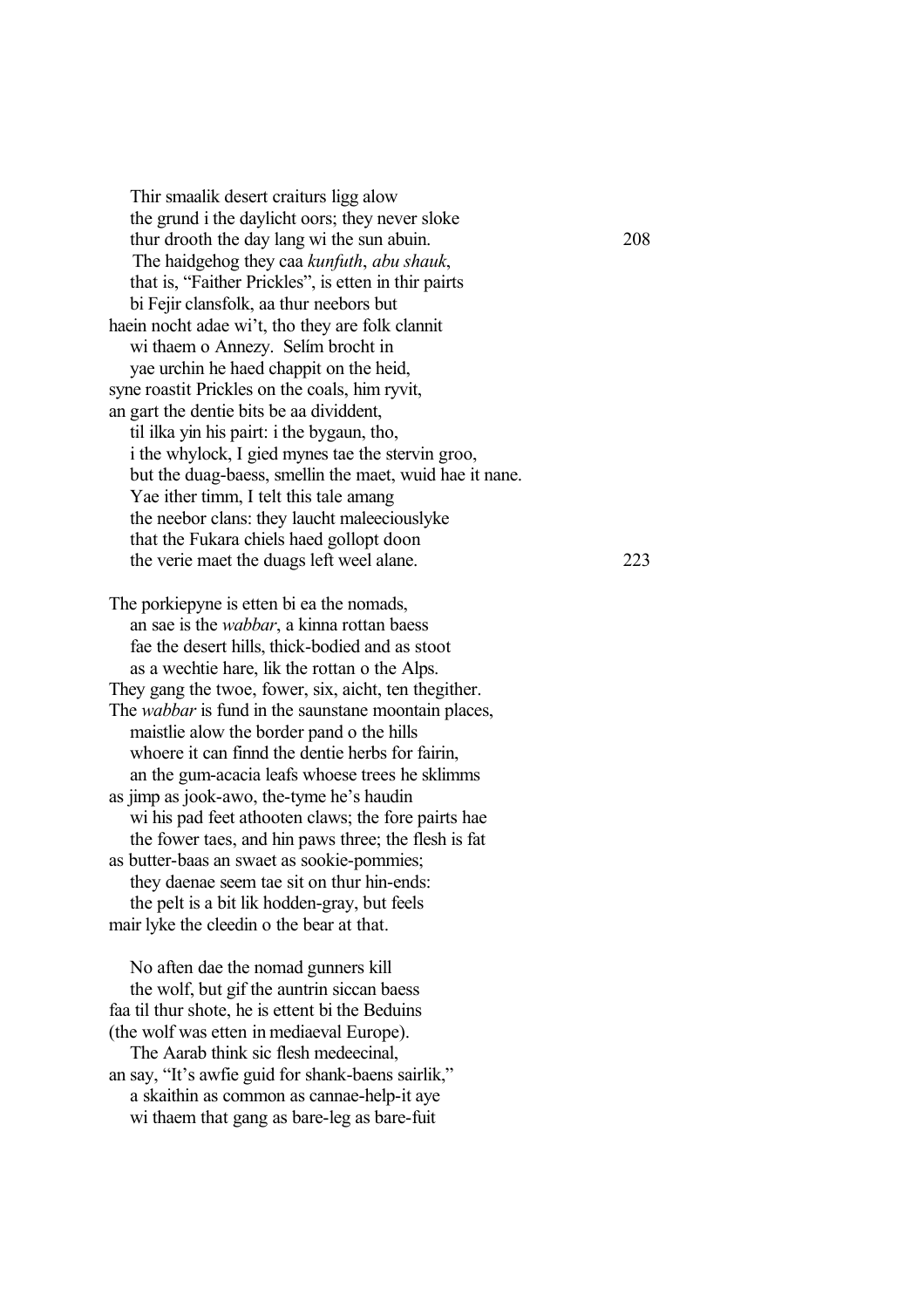Thir smaalik desert craiturs ligg alow
the grund i the daylicht oors; they never sloke
thur drooth the day lang wi the sun abuin. 208
The haidgehog they caa *kunfuth*, *abu shauk*,
that is, "Faither Prickles", is etten in thir pairts
bi Fejir clansfolk, aa thur neebors but
haein nocht adae wi't, tho they are folk clannit
wi thaem o Annezy. Selím brocht in
yae urchin he haed chappit on the heid,
syne roastit Prickles on the coals, him ryvit,
an gart the dentie bits be aa dividdent,
til ilka yin his pairt: i the bygaun, tho,
i the whylock, I gied mynes tae the stervin groo,
but the duag-baess, smellin the maet, wuid hae it nane.
Yae ither timm, I telt this tale amang
the neebor clans: they laucht maleeciouslyke
that the Fukara chiels haed gollopt doon
the verie maet the duags left weel alane. 223

The porkiepyne is etten bi ea the nomads,
an sae is the *wabbar*, a kinna rottan baess
fae the desert hills, thick-bodied and as stoot
as a wechtie hare, lik the rottan o the Alps.
They gang the twoe, fower, six, aicht, ten thegither.
The *wabbar* is fund in the saunstane moontain places,
maistlie alow the border pand o the hills
whoere it can finnd the dentie herbs for fairin,
an the gum-acacia leafs whoese trees he sklimms
as jimp as jook-awo, the-tyme he's haudin
wi his pad feet athooten claws; the fore pairts hae
the fower taes, and hin paws three; the flesh is fat
as butter-baas an swaet as sookie-pommies;
they daenae seem tae sit on thur hin-ends:
the pelt is a bit lik hodden-gray, but feels
mair lyke the cleedin o the bear at that.

No aften dae the nomad gunners kill
the wolf, but gif the auntrin siccan baess
faa til thur shote, he is ettent bi the Beduins
(the wolf was etten in mediaeval Europe).
The Aarab think sic flesh medeecinal,
an say, "It's awfie guid for shank-baens sairlik,"
a skaithin as common as cannae-help-it aye
wi thaem that gang as bare-leg as bare-fuit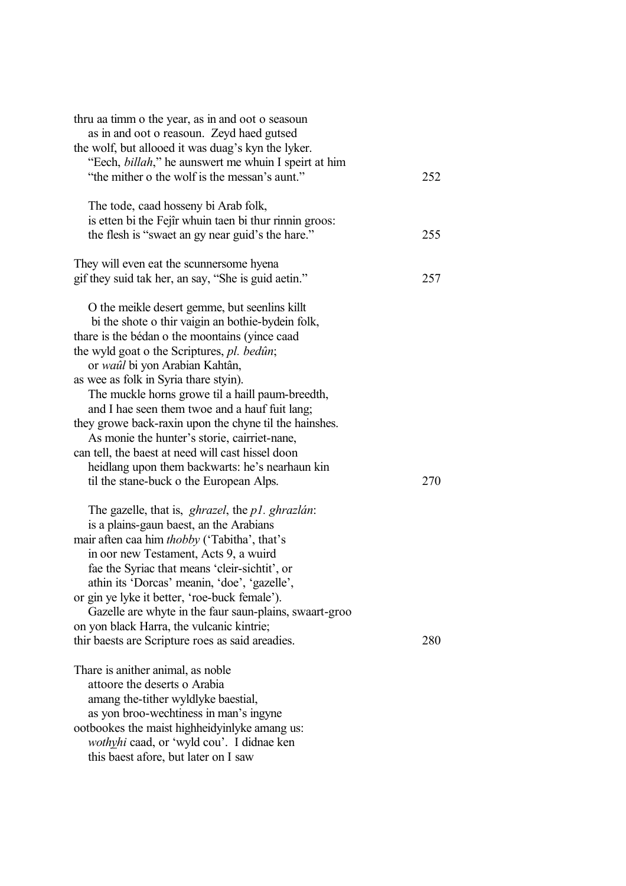thru aa timm o the year, as in and oot o seasoun
   as in and oot o reasoun.  Zeyd haed gutsed
the wolf, but allooed it was duag's kyn the lyker.
   "Eech, *billah*," he aunswert me whuin I speirt at him
   "the mither o the wolf is the messan's aunt."                252

   The tode, caad hosseny bi Arab folk,
   is etten bi the Fejîr whuin taen bi thur rinnin groos:
   the flesh is "swaet an gy near guid's the hare."                255

They will even eat the scunnersome hyena
gif they suid tak her, an say, "She is guid aetin."                257

   O the meikle desert gemme, but seenlins killt
    bi the shote o thir vaigin an bothie-bydein folk,
thare is the bédan o the moontains (yince caad
the wyld goat o the Scriptures, *pl. bedûn*;
   or *waûl* bi yon Arabian Kahtân,
as wee as folk in Syria thare styin).
   The muckle horns growe til a haill paum-breedth,
   and I hae seen them twoe and a hauf fuit lang;
they growe back-raxin upon the chyne til the hainshes.
   As monie the hunter's storie, cairriet-nane,
can tell, the baest at need will cast hissel doon
   heidlang upon them backwarts: he's nearhaun kin
   til the stane-buck o the European Alps.                270

   The gazelle, that is,  *ghrazel*, the *p1. ghrazlán*:
   is a plains-gaun baest, an the Arabians
mair aften caa him *thobby* ('Tabitha', that's
   in oor new Testament, Acts 9, a wuird
   fae the Syriac that means 'cleir-sichtit', or
   athin its 'Dorcas' meanin, 'doe', 'gazelle',
or gin ye lyke it better, 'roe-buck female').
   Gazelle are whyte in the faur saun-plains, swaart-groo
on yon black Harra, the vulcanic kintrie;
thir baests are Scripture roes as said areadies.                280

Thare is anither animal, as noble
   attoore the deserts o Arabia
   amang the-tither wyldlyke baestial,
   as yon broo-wechtiness in man's ingyne
ootbookes the maist highheidyinlyke amang us:
   *wothyhi* caad, or 'wyld cou'.  I didnae ken
   this baest afore, but later on I saw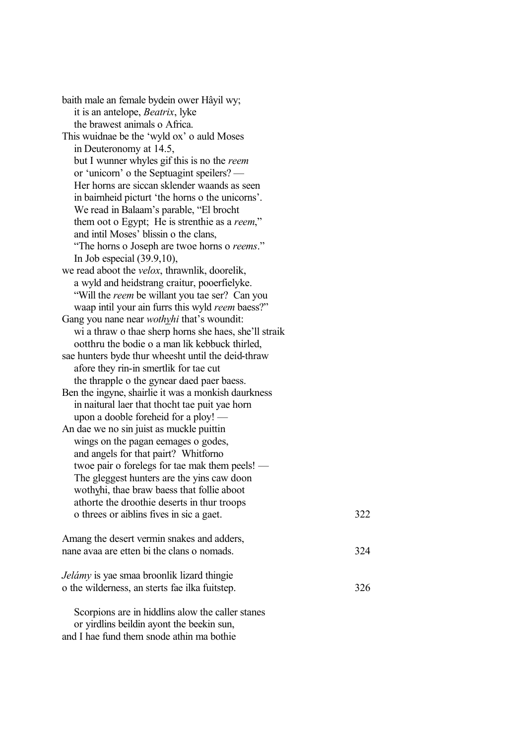baith male an female bydein ower Hâyil wy;
&nbsp;&nbsp;&nbsp;&nbsp;it is an antelope, *Beatrix*, lyke
&nbsp;&nbsp;&nbsp;&nbsp;the brawest animals o Africa.
This wuidnae be the 'wyld ox' o auld Moses
&nbsp;&nbsp;&nbsp;&nbsp;in Deuteronomy at 14.5,
&nbsp;&nbsp;&nbsp;&nbsp;but I wunner whyles gif this is no the *reem*
&nbsp;&nbsp;&nbsp;&nbsp;or 'unicorn' o the Septuagint speilers? —
&nbsp;&nbsp;&nbsp;&nbsp;Her horns are siccan sklender waands as seen
&nbsp;&nbsp;&nbsp;&nbsp;in bairnheid picturt 'the horns o the unicorns'.
&nbsp;&nbsp;&nbsp;&nbsp;We read in Balaam's parable, "El brocht
&nbsp;&nbsp;&nbsp;&nbsp;them oot o Egypt; He is strenthie as a *reem*,"
&nbsp;&nbsp;&nbsp;&nbsp;and intil Moses' blissin o the clans,
&nbsp;&nbsp;&nbsp;&nbsp;"The horns o Joseph are twoe horns o *reems*."
&nbsp;&nbsp;&nbsp;&nbsp;In Job especial (39.9,10),
we read aboot the *velox*, thrawnlik, doorelik,
&nbsp;&nbsp;&nbsp;&nbsp;a wyld and heidstrang craitur, pooerfielyke.
&nbsp;&nbsp;&nbsp;&nbsp;"Will the *reem* be willant you tae ser? Can you
&nbsp;&nbsp;&nbsp;&nbsp;waap intil your ain furrs this wyld *reem* baess?"
Gang you nane near *wothyhi* that's woundit:
&nbsp;&nbsp;&nbsp;&nbsp;wi a thraw o thae sherp horns she haes, she'll straik
&nbsp;&nbsp;&nbsp;&nbsp;ootthru the bodie o a man lik kebbuck thirled,
sae hunters byde thur wheesht until the deid-thraw
&nbsp;&nbsp;&nbsp;&nbsp;afore they rin-in smertlik for tae cut
&nbsp;&nbsp;&nbsp;&nbsp;the thrapple o the gynear daed paer baess.
Ben the ingyne, shairlie it was a monkish daurkness
&nbsp;&nbsp;&nbsp;&nbsp;in naitural laer that thocht tae puit yae horn
&nbsp;&nbsp;&nbsp;&nbsp;upon a dooble foreheid for a ploy! —
An dae we no sin juist as muckle puittin
&nbsp;&nbsp;&nbsp;&nbsp;wings on the pagan eemages o godes,
&nbsp;&nbsp;&nbsp;&nbsp;and angels for that pairt? Whitforno
&nbsp;&nbsp;&nbsp;&nbsp;twoe pair o forelegs for tae mak them peels! —
&nbsp;&nbsp;&nbsp;&nbsp;The gleggest hunters are the yins caw doon
&nbsp;&nbsp;&nbsp;&nbsp;wothyhi, thae braw baess that follie aboot
&nbsp;&nbsp;&nbsp;&nbsp;athorte the droothie deserts in thur troops
&nbsp;&nbsp;&nbsp;&nbsp;o threes or aiblins fives in sic a gaet. &nbsp;&nbsp;&nbsp;&nbsp;&nbsp;&nbsp;&nbsp;&nbsp;322

Amang the desert vermin snakes and adders,
nane avaa are etten bi the clans o nomads. &nbsp;&nbsp;&nbsp;&nbsp;&nbsp;&nbsp;&nbsp;&nbsp;324

*Jelámy* is yae smaa broonlik lizard thingie
o the wilderness, an sterts fae ilka fuitstep. &nbsp;&nbsp;&nbsp;&nbsp;&nbsp;&nbsp;&nbsp;&nbsp;326

&nbsp;&nbsp;&nbsp;&nbsp;Scorpions are in hiddlins alow the caller stanes
&nbsp;&nbsp;&nbsp;&nbsp;or yirdlins beildin ayont the beekin sun,
and I hae fund them snode athin ma bothie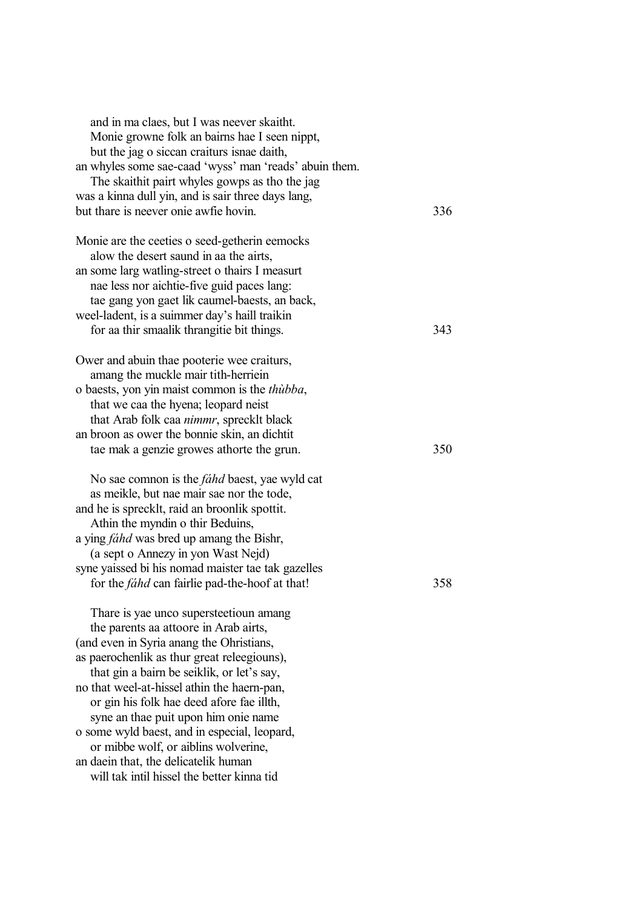and in ma claes, but I was neever skaitht.  
  Monie growne folk an bairns hae I seen nippt,  
  but the jag o siccan craiturs isnae daith,  
an whyles some sae-caad 'wyss' man 'reads' abuin them.  
  The skaithit pairt whyles gowps as tho the jag  
was a kinna dull yin, and is sair three days lang,  
but thare is neever onie awfie hovin. 336

Monie are the ceeties o seed-getherin eemocks  
  alow the desert saund in aa the airts,  
an some larg watling-street o thairs I measurt  
  nae less nor aichtie-five guid paces lang:  
  tae gang yon gaet lik caumel-baests, an back,  
weel-ladent, is a suimmer day's haill traikin  
  for aa thir smaalik thrangitie bit things. 343

Ower and abuin thae pooterie wee craiturs,  
  amang the muckle mair tith-herriein  
o baests, yon yin maist common is the *thùbba*,  
  that we caa the hyena; leopard neist  
  that Arab folk caa *nimmr*, sprecklt black  
an broon as ower the bonnie skin, an dichtit  
  tae mak a genzie growes athorte the grun. 350

  No sae comnon is the *fáhd* baest, yae wyld cat  
  as meikle, but nae mair sae nor the tode,  
and he is sprecklt, raid an broonlik spottit.  
  Athin the myndin o thir Beduins,  
a ying *fáhd* was bred up amang the Bishr,  
  (a sept o Annezy in yon Wast Nejd)  
syne yaissed bi his nomad maister tae tak gazelles  
  for the *fáhd* can fairlie pad-the-hoof at that! 358

  Thare is yae unco supersteetioun amang  
  the parents aa attoore in Arab airts,  
(and even in Syria anang the Ohristians,  
as paerochenlik as thur great releegiouns),  
  that gin a bairn be seiklik, or let's say,  
no that weel-at-hissel athin the haern-pan,  
  or gin his folk hae deed afore fae illth,  
  syne an thae puit upon him onie name  
o some wyld baest, and in especial, leopard,  
  or mibbe wolf, or aiblins wolverine,  
an daein that, the delicatelik human  
  will tak intil hissel the better kinna tid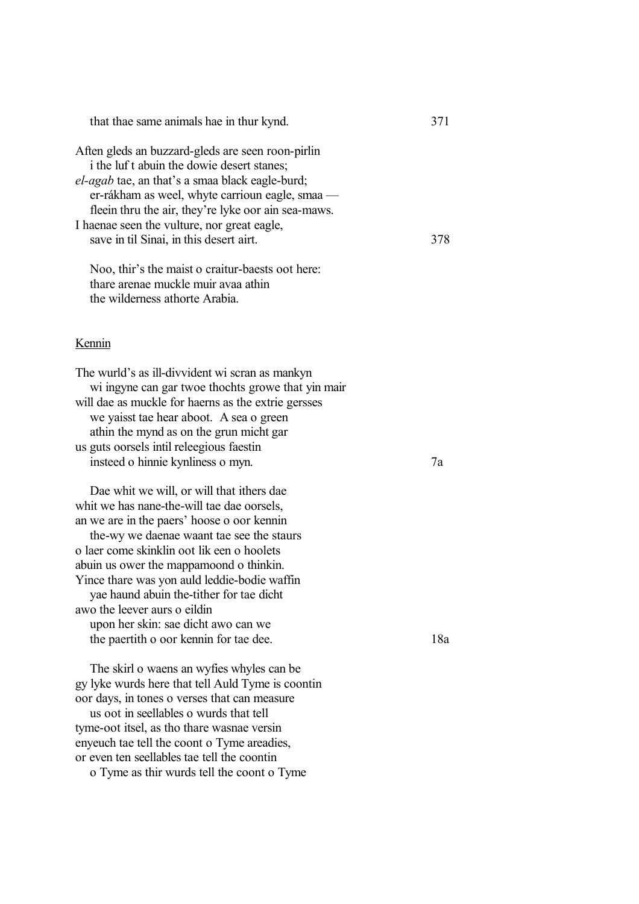that thae same animals hae in thur kynd. 371

Aften gleds an buzzard-gleds are seen roon-pirlin
i the luf t abuin the dowie desert stanes;
*el-agab* tae, an that's a smaa black eagle-burd;
er-rákham as weel, whyte carrioun eagle, smaa —
fleein thru the air, they're lyke oor ain sea-maws.
I haenae seen the vulture, nor great eagle,
save in til Sinai, in this desert airt. 378

Noo, thir's the maist o craitur-baests oot here:
thare arenae muckle muir avaa athin
the wilderness athorte Arabia.

Kennin

The wurld's as ill-divvident wi scran as mankyn
wi ingyne can gar twoe thochts growe that yin mair
will dae as muckle for haerns as the extrie gersses
we yaisst tae hear aboot. A sea o green
athin the mynd as on the grun micht gar
us guts oorsels intil releegious faestin
insteed o hinnie kynliness o myn. 7a

Dae whit we will, or will that ithers dae
whit we has nane-the-will tae dae oorsels,
an we are in the paers' hoose o oor kennin
the-wy we daenae waant tae see the staurs
o laer come skinklin oot lik een o hoolets
abuin us ower the mappamoond o thinkin.
Yince thare was yon auld leddie-bodie waffin
yae haund abuin the-tither for tae dicht
awo the leever aurs o eildin
upon her skin: sae dicht awo can we
the paertith o oor kennin for tae dee. 18a

The skirl o waens an wyfies whyles can be
gy lyke wurds here that tell Auld Tyme is coontin
oor days, in tones o verses that can measure
us oot in seellables o wurds that tell
tyme-oot itsel, as tho thare wasnae versin
enyeuch tae tell the coont o Tyme areadies,
or even ten seellables tae tell the coontin
o Tyme as thir wurds tell the coont o Tyme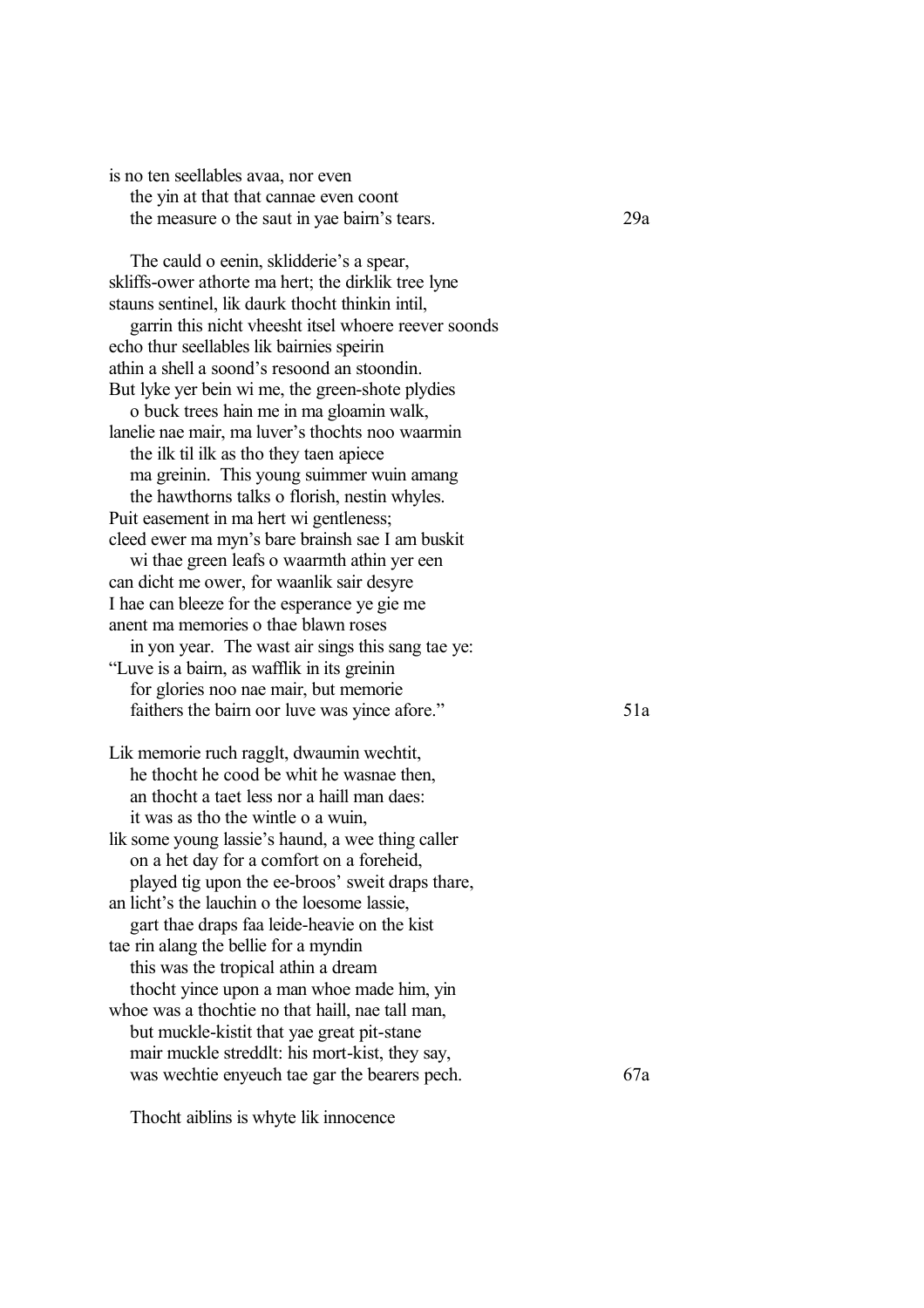is no ten seellables avaa, nor even
   the yin at that that cannae even coont
   the measure o the saut in yae bairn's tears.                    29a

   The cauld o eenin, sklidderie's a spear,
skliffs-ower athorte ma hert; the dirklik tree lyne
stauns sentinel, lik daurk thocht thinkin intil,
   garrin this nicht vheesht itsel whoere reever soonds
echo thur seellables lik bairnies speirin
athin a shell a soond's resoond an stoondin.
But lyke yer bein wi me, the green-shote plydies
   o buck trees hain me in ma gloamin walk,
lanelie nae mair, ma luver's thochts noo waarmin
   the ilk til ilk as tho they taen apiece
   ma greinin. This young suimmer wuin amang
   the hawthorns talks o florish, nestin whyles.
Puit easement in ma hert wi gentleness;
cleed ewer ma myn's bare brainsh sae I am buskit
   wi thae green leafs o waarmth athin yer een
can dicht me ower, for waanlik sair desyre
I hae can bleeze for the esperance ye gie me
anent ma memories o thae blawn roses
   in yon year. The wast air sings this sang tae ye:
"Luve is a bairn, as wafflik in its greinin
   for glories noo nae mair, but memorie
   faithers the bairn oor luve was yince afore."                    51a

Lik memorie ruch ragglt, dwaumin wechtit,
   he thocht he cood be whit he wasnae then,
   an thocht a taet less nor a haill man daes:
   it was as tho the wintle o a wuin,
lik some young lassie's haund, a wee thing caller
   on a het day for a comfort on a foreheid,
   played tig upon the ee-broos' sweit draps thare,
an licht's the lauchin o the loesome lassie,
   gart thae draps faa leide-heavie on the kist
tae rin alang the bellie for a myndin
   this was the tropical athin a dream
   thocht yince upon a man whoe made him, yin
whoe was a thochtie no that haill, nae tall man,
   but muckle-kistit that yae great pit-stane
   mair muckle streddlt: his mort-kist, they say,
   was wechtie enyeuch tae gar the bearers pech.                    67a

   Thocht aiblins is whyte lik innocence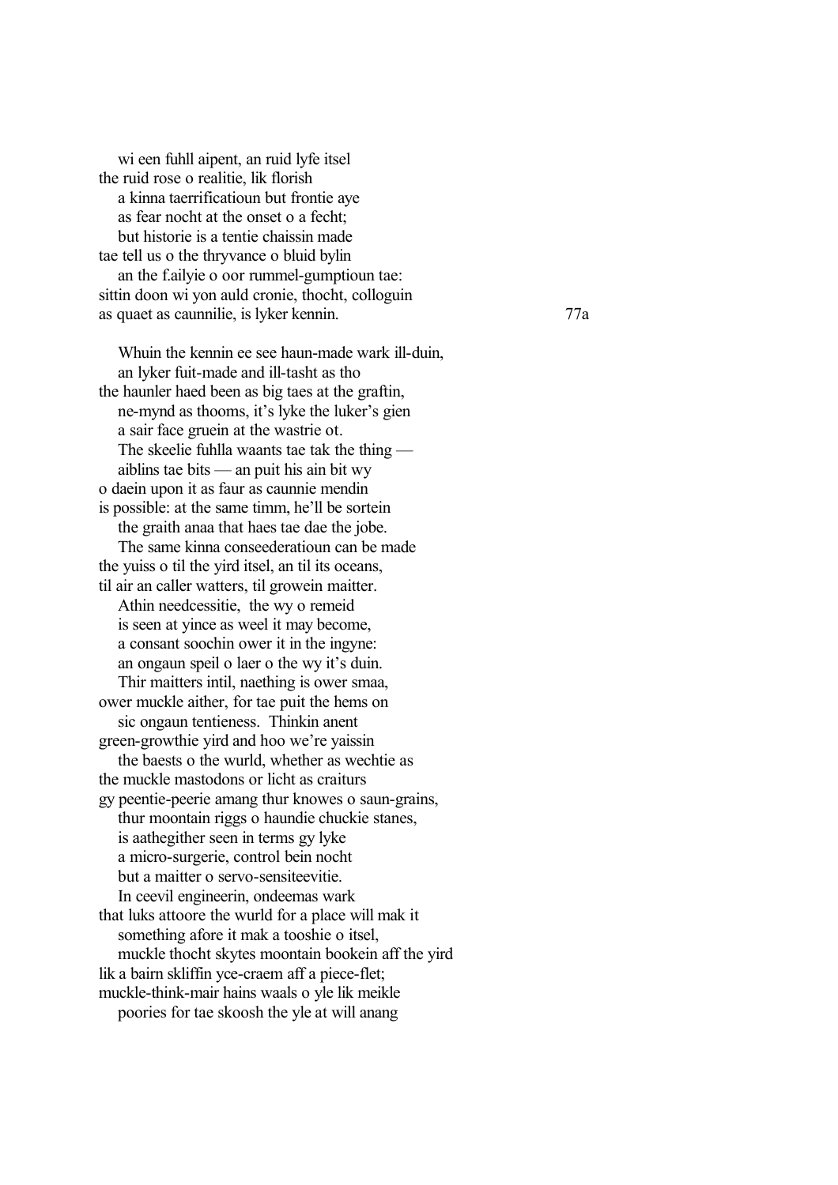wi een fuhll aipent, an ruid lyfe itsel
the ruid rose o realitie, lik florish
a kinna taerrificatioun but frontie aye
as fear nocht at the onset o a fecht;
but historie is a tentie chaissin made
tae tell us o the thryvance o bluid bylin
an the f.ailyie o oor rummel-gumptioun tae:
sittin doon wi yon auld cronie, thocht, colloguin
as quaet as caunnilie, is lyker kennin. 77a

Whuin the kennin ee see haun-made wark ill-duin,
an lyker fuit-made and ill-tasht as tho
the haunler haed been as big taes at the graftin,
ne-mynd as thooms, it's lyke the luker's gien
a sair face gruein at the wastrie ot.
The skeelie fuhlla waants tae tak the thing —
aiblins tae bits — an puit his ain bit wy
o daein upon it as faur as caunnie mendin
is possible: at the same timm, he'll be sortein
the graith anaa that haes tae dae the jobe.
The same kinna conseederatioun can be made
the yuiss o til the yird itsel, an til its oceans,
til air an caller watters, til growein maitter.
Athin needcessitie, the wy o remeid
is seen at yince as weel it may become,
a consant soochin ower it in the ingyne:
an ongaun speil o laer o the wy it's duin.
Thir maitters intil, naething is ower smaa,
ower muckle aither, for tae puit the hems on
sic ongaun tentieness. Thinkin anent
green-growthie yird and hoo we're yaissin
the baests o the wurld, whether as wechtie as
the muckle mastodons or licht as craiturs
gy peentie-peerie amang thur knowes o saun-grains,
thur moontain riggs o haundie chuckie stanes,
is aathegither seen in terms gy lyke
a micro-surgerie, control bein nocht
but a maitter o servo-sensiteevitie.
In ceevil engineerin, ondeemas wark
that luks attoore the wurld for a place will mak it
something afore it mak a tooshie o itsel,
muckle thocht skytes moontain bookein aff the yird
lik a bairn skliffin yce-craem aff a piece-flet;
muckle-think-mair hains waals o yle lik meikle
poories for tae skoosh the yle at will anang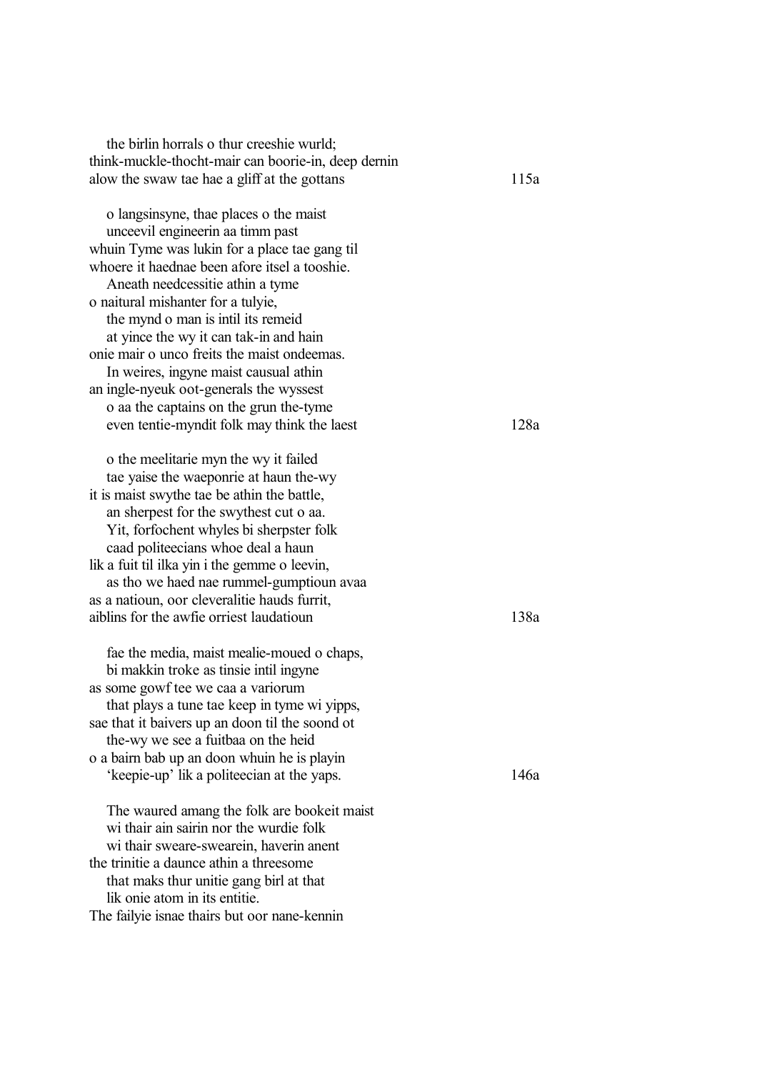the birlin horrals o thur creeshie wurld;
think-muckle-thocht-mair can boorie-in, deep dernin
alow the swaw tae hae a gliff at the gottans 115a

o langsinsyne, thae places o the maist
unceevil engineerin aa timm past
whuin Tyme was lukin for a place tae gang til
whoere it haednae been afore itsel a tooshie.
Aneath needcessitie athin a tyme
o naitural mishanter for a tulyie,
the mynd o man is intil its remeid
at yince the wy it can tak-in and hain
onie mair o unco freits the maist ondeemas.
In weires, ingyne maist causual athin
an ingle-nyeuk oot-generals the wyssest
o aa the captains on the grun the-tyme
even tentie-myndit folk may think the laest 128a

o the meelitarie myn the wy it failed
tae yaise the waeponrie at haun the-wy
it is maist swythe tae be athin the battle,
an sherpest for the swythest cut o aa.
Yit, forfochent whyles bi sherpster folk
caad politeecians whoe deal a haun
lik a fuit til ilka yin i the gemme o leevin,
as tho we haed nae rummel-gumptioun avaa
as a natioun, oor cleveralitie hauds furrit,
aiblins for the awfie orriest laudatioun 138a

fae the media, maist mealie-moued o chaps,
bi makkin troke as tinsie intil ingyne
as some gowf tee we caa a variorum
that plays a tune tae keep in tyme wi yipps,
sae that it baivers up an doon til the soond ot
the-wy we see a fuitbaa on the heid
o a bairn bab up an doon whuin he is playin
'keepie-up' lik a politeecian at the yaps. 146a

The waured amang the folk are bookeit maist
wi thair ain sairin nor the wurdie folk
wi thair sweare-swearein, haverin anent
the trinitie a daunce athin a threesome
that maks thur unitie gang birl at that
lik onie atom in its entitie.
The failyie isnae thairs but oor nane-kennin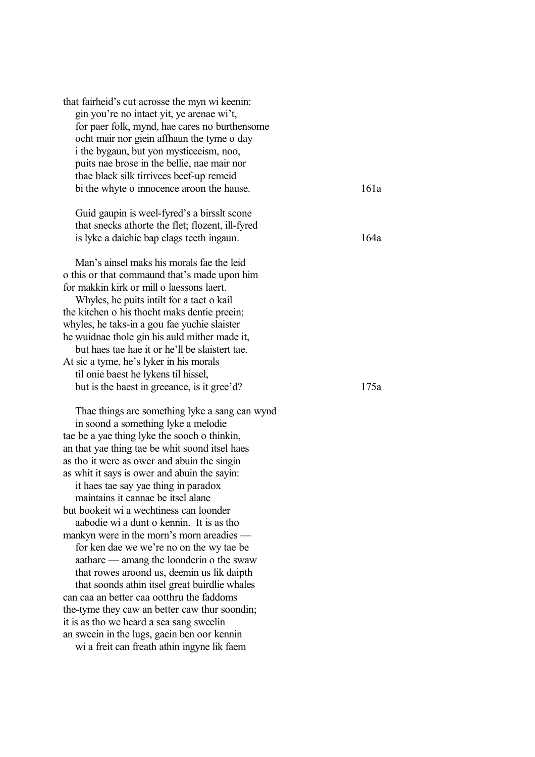that fairheid's cut acrosse the myn wi keenin:
   gin you're no intaet yit, ye arenae wi't,
   for paer folk, mynd, hae cares no burthensome
   ocht mair nor giein affhaun the tyme o day
   i the bygaun, but yon mysticeeism, noo,
   puits nae brose in the bellie, nae mair nor
   thae black silk tirrivees beef-up remeid
   bi the whyte o innocence aroon the hause. 161a

   Guid gaupin is weel-fyred's a birsslt scone
   that snecks athorte the flet; flozent, ill-fyred
   is lyke a daichie bap clags teeth ingaun. 164a

   Man's ainsel maks his morals fae the leid
o this or that commaund that's made upon him
for makkin kirk or mill o laessons laert.
   Whyles, he puits intilt for a taet o kail
the kitchen o his thocht maks dentie preein;
whyles, he taks-in a gou fae yuchie slaister
he wuidnae thole gin his auld mither made it,
   but haes tae hae it or he'll be slaistert tae.
At sic a tyme, he's lyker in his morals
   til onie baest he lykens til hissel,
   but is the baest in greeance, is it gree'd? 175a

   Thae things are something lyke a sang can wynd
   in soond a something lyke a melodie
tae be a yae thing lyke the sooch o thinkin,
an that yae thing tae be whit soond itsel haes
as tho it were as ower and abuin the singin
as whit it says is ower and abuin the sayin:
   it haes tae say yae thing in paradox
   maintains it cannae be itsel alane
but bookeit wi a wechtiness can loonder
   aabodie wi a dunt o kennin. It is as tho
mankyn were in the morn's morn areadies —
   for ken dae we we're no on the wy tae be
   aathare — amang the loonderin o the swaw
   that rowes aroond us, deemin us lik daipth
   that soonds athin itsel great buirdlie whales
can caa an better caa ootthru the faddoms
the-tyme they caw an better caw thur soondin;
it is as tho we heard a sea sang sweelin
an sweein in the lugs, gaein ben oor kennin
   wi a freit can freath athin ingyne lik faem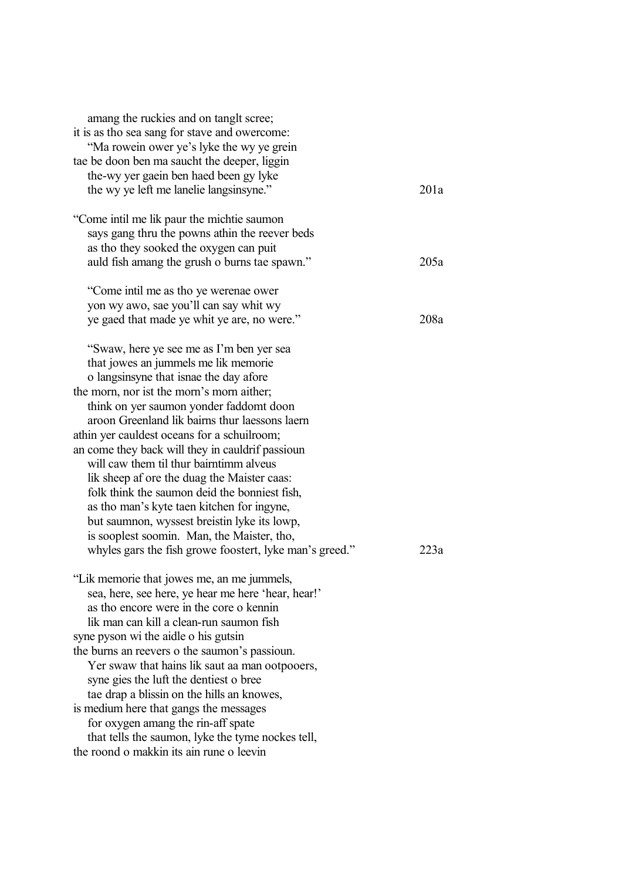amang the ruckies and on tanglt scree;
it is as tho sea sang for stave and owercome:
"Ma rowein ower ye's lyke the wy ye grein
tae be doon ben ma saucht the deeper, liggin
the-wy yer gaein ben haed been gy lyke
the wy ye left me lanelie langsinsyne."   201a

"Come intil me lik paur the michtie saumon
says gang thru the powns athin the reever beds
as tho they sooked the oxygen can puit
auld fish amang the grush o burns tae spawn."   205a

"Come intil me as tho ye werenae ower
yon wy awo, sae you'll can say whit wy
ye gaed that made ye whit ye are, no were."   208a

"Swaw, here ye see me as I'm ben yer sea
that jowes an jummels me lik memorie
o langsinsyne that isnae the day afore
the morn, nor ist the morn's morn aither;
think on yer saumon yonder faddomt doon
aroon Greenland lik bairns thur laessons laern
athin yer cauldest oceans for a schuilroom;
an come they back will they in cauldrif passioun
will caw them til thur bairntimm alveus
lik sheep af ore the duag the Maister caas:
folk think the saumon deid the bonniest fish,
as tho man's kyte taen kitchen for ingyne,
but saumnon, wyssest breistin lyke its lowp,
is sooplest soomin. Man, the Maister, tho,
whyles gars the fish growe foostert, lyke man's greed."   223a

"Lik memorie that jowes me, an me jummels,
sea, here, see here, ye hear me here 'hear, hear!'
as tho encore were in the core o kennin
lik man can kill a clean-run saumon fish
syne pyson wi the aidle o his gutsin
the burns an reevers o the saumon's passioun.
Yer swaw that hains lik saut aa man ootpooers,
syne gies the luft the dentiest o bree
tae drap a blissin on the hills an knowes,
is medium here that gangs the messages
for oxygen amang the rin-aff spate
that tells the saumon, lyke the tyme nockes tell,
the roond o makkin its ain rune o leevin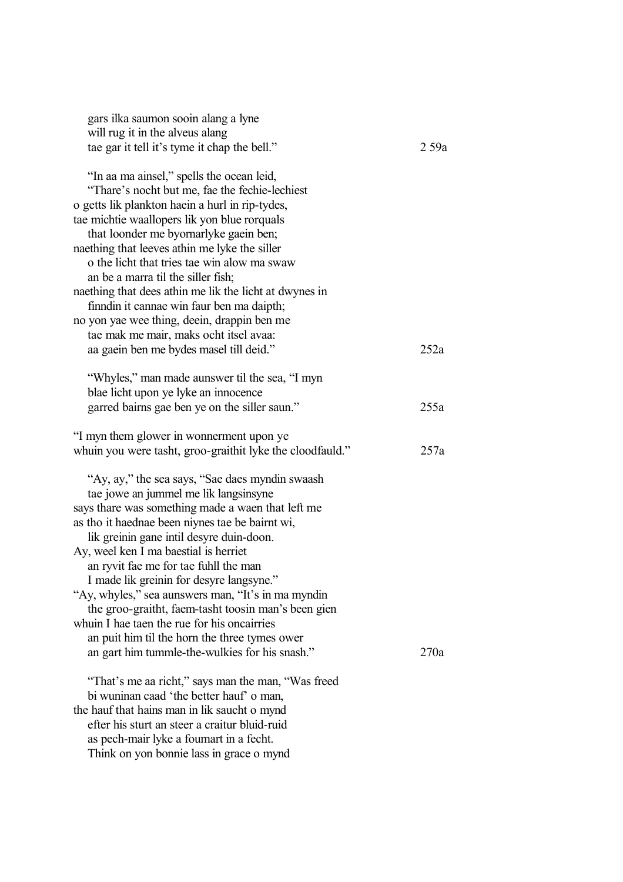gars ilka saumon sooin alang a lyne  
will rug it in the alveus alang  
tae gar it tell it's tyme it chap the bell."　　　　2 59a

"In aa ma ainsel," spells the ocean leid,  
"Thare's nocht but me, fae the fechie-lechiest  
o getts lik plankton haein a hurl in rip-tydes,  
tae michtie waallopers lik yon blue rorquals  
that loonder me byornarlyke gaein ben;  
naething that leeves athin me lyke the siller  
o the licht that tries tae win alow ma swaw  
an be a marra til the siller fish;  
naething that dees athin me lik the licht at dwynes in  
finndin it cannae win faur ben ma daipth;  
no yon yae wee thing, deein, drappin ben me  
tae mak me mair, maks ocht itsel avaa:  
aa gaein ben me bydes masel till deid."　　　　252a

"Whyles," man made aunswer til the sea, "I myn  
blae licht upon ye lyke an innocence  
garred bairns gae ben ye on the siller saun."　　　　255a

"I myn them glower in wonnerment upon ye  
whuin you were tasht, groo-graithit lyke the cloodfauld."　　　　257a

"Ay, ay," the sea says, "Sae daes myndin swaash  
tae jowe an jummel me lik langsinsyne  
says thare was something made a waen that left me  
as tho it haednae been niynes tae be bairnt wi,  
lik greinin gane intil desyre duin-doon.  
Ay, weel ken I ma baestial is herriet  
an ryvit fae me for tae fuhll the man  
I made lik greinin for desyre langsyne."  
"Ay, whyles," sea aunswers man, "It's in ma myndin  
the groo-graitht, faem-tasht toosin man's been gien  
whuin I hae taen the rue for his oncairries  
an puit him til the horn the three tymes ower  
an gart him tummle-the-wulkies for his snash."　　　　270a

"That's me aa richt," says man the man, "Was freed  
bi wuninan caad 'the better hauf' o man,  
the hauf that hains man in lik saucht o mynd  
efter his sturt an steer a craitur bluid-ruid  
as pech-mair lyke a foumart in a fecht.  
Think on yon bonnie lass in grace o mynd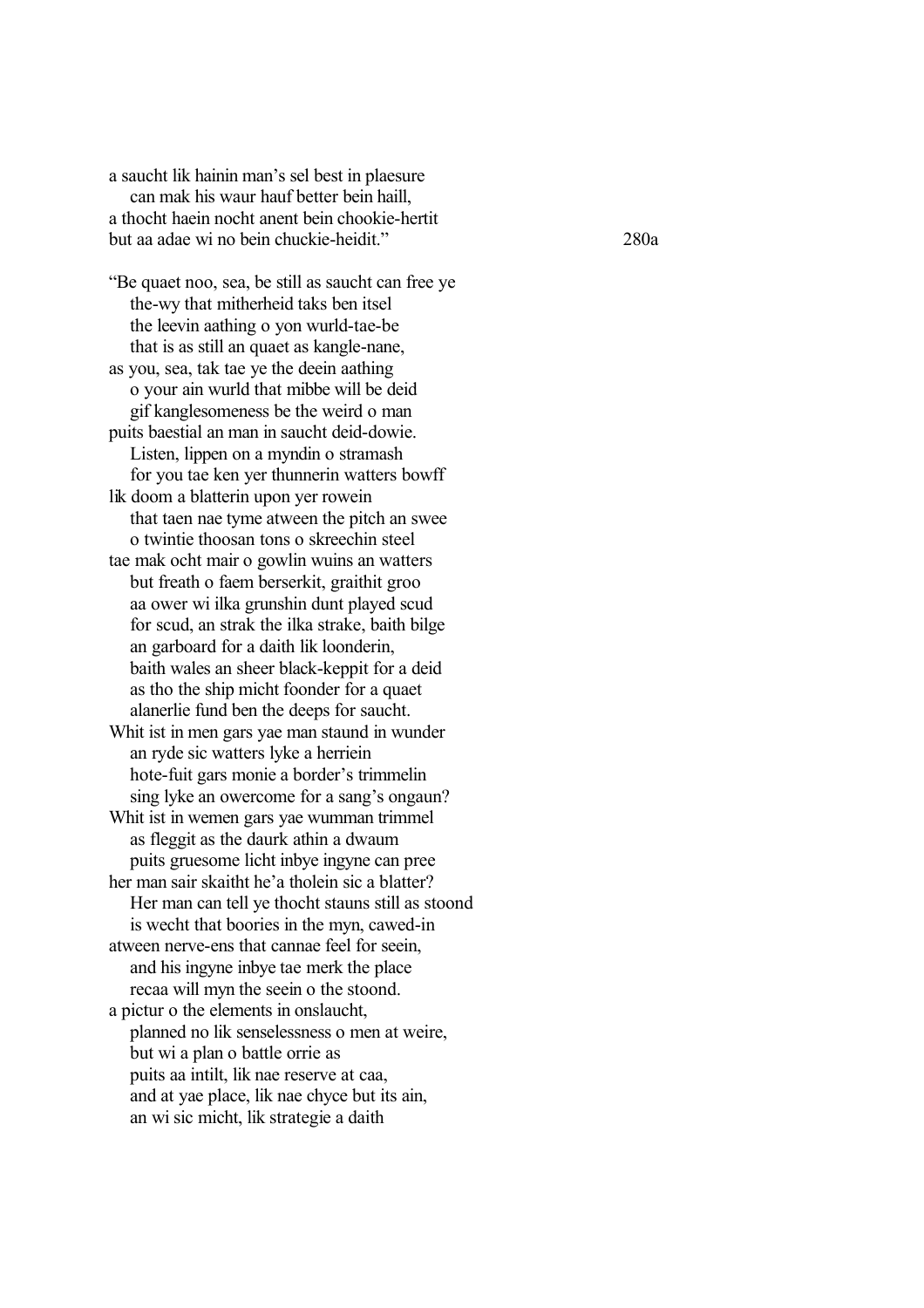a saucht lik hainin man's sel best in plaesure
    can mak his waur hauf better bein haill,
a thocht haein nocht anent bein chookie-hertit
but aa adae wi no bein chuckie-heidit."                    280a

"Be quaet noo, sea, be still as saucht can free ye
    the-wy that mitherheid taks ben itsel
    the leevin aathing o yon wurld-tae-be
    that is as still an quaet as kangle-nane,
as you, sea, tak tae ye the deein aathing
    o your ain wurld that mibbe will be deid
    gif kanglesomeness be the weird o man
puits baestial an man in saucht deid-dowie.
    Listen, lippen on a myndin o stramash
    for you tae ken yer thunnerin watters bowff
lik doom a blatterin upon yer rowein
    that taen nae tyme atween the pitch an swee
    o twintie thoosan tons o skreechin steel
tae mak ocht mair o gowlin wuins an watters
    but freath o faem berserkit, graithit groo
    aa ower wi ilka grunshin dunt played scud
    for scud, an strak the ilka strake, baith bilge
    an garboard for a daith lik loonderin,
    baith wales an sheer black-keppit for a deid
    as tho the ship micht foonder for a quaet
    alanerlie fund ben the deeps for saucht.
Whit ist in men gars yae man staund in wunder
    an ryde sic watters lyke a herriein
    hote-fuit gars monie a border's trimmelin
    sing lyke an owercome for a sang's ongaun?
Whit ist in wemen gars yae wumman trimmel
    as fleggit as the daurk athin a dwaum
    puits gruesome licht inbye ingyne can pree
her man sair skaitht he'a tholein sic a blatter?
    Her man can tell ye thocht stauns still as stoond
    is wecht that boories in the myn, cawed-in
atween nerve-ens that cannae feel for seein,
    and his ingyne inbye tae merk the place
    recaa will myn the seein o the stoond.
a pictur o the elements in onslaucht,
    planned no lik senselessness o men at weire,
    but wi a plan o battle orrie as
    puits aa intilt, lik nae reserve at caa,
    and at yae place, lik nae chyce but its ain,
    an wi sic micht, lik strategie a daith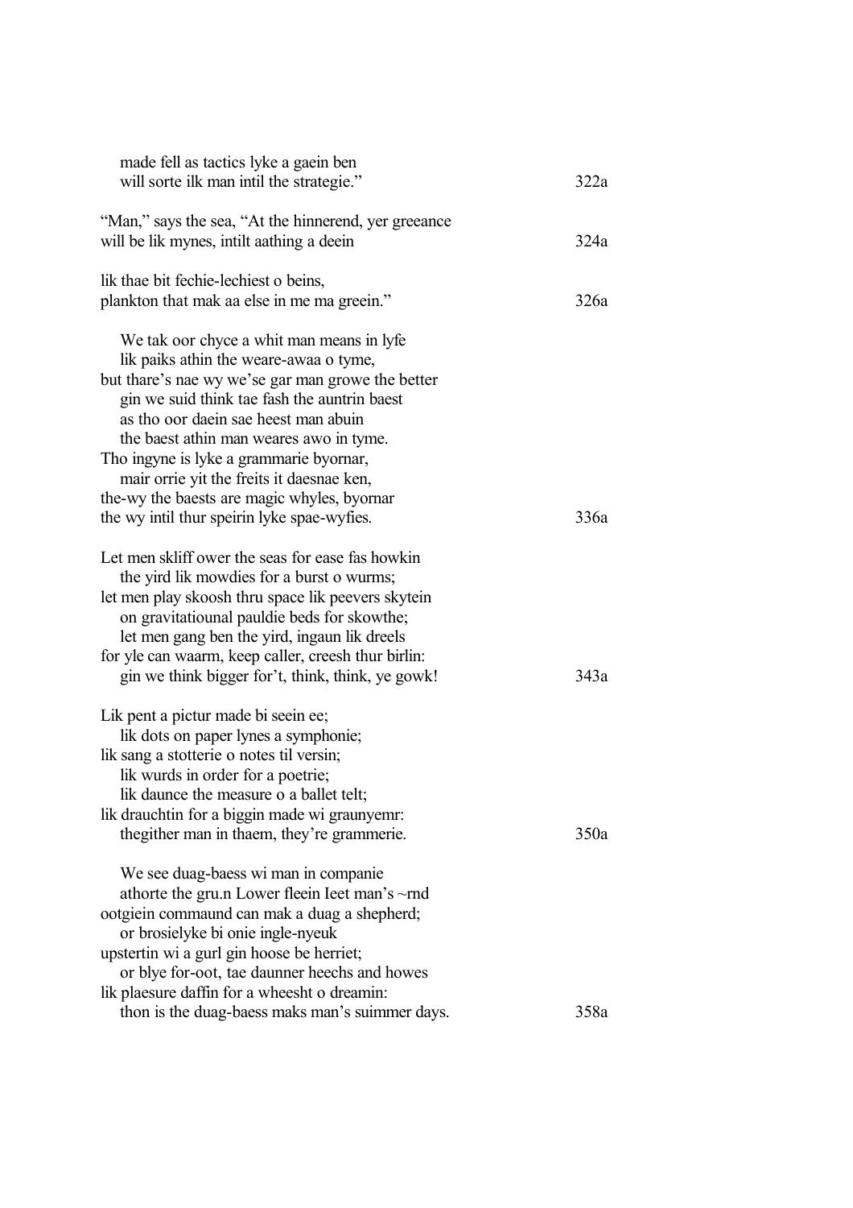made fell as tactics lyke a gaein ben
will sorte ilk man intil the strategie."                    322a

"Man," says the sea, "At the hinnerend, yer greeance
will be lik mynes, intilt aathing a deein                    324a

lik thae bit fechie-lechiest o beins,
plankton that mak aa else in me ma greein."                    326a

We tak oor chyce a whit man means in lyfe
lik paiks athin the weare-awaa o tyme,
but thare's nae wy we'se gar man growe the better
gin we suid think tae fash the auntrin baest
as tho oor daein sae heest man abuin
the baest athin man weares awo in tyme.
Tho ingyne is lyke a grammarie byornar,
mair orrie yit the freits it daesnae ken,
the-wy the baests are magic whyles, byornar
the wy intil thur speirin lyke spae-wyfies.                    336a

Let men skliff ower the seas for ease fas howkin
the yird lik mowdies for a burst o wurms;
let men play skoosh thru space lik peevers skytein
on gravitatiounal pauldie beds for skowthe;
let men gang ben the yird, ingaun lik dreels
for yle can waarm, keep caller, creesh thur birlin:
gin we think bigger for't, think, think, ye gowk!                    343a

Lik pent a pictur made bi seein ee;
lik dots on paper lynes a symphonie;
lik sang a stotterie o notes til versin;
lik wurds in order for a poetrie;
lik daunce the measure o a ballet telt;
lik drauchtin for a biggin made wi graunyemr:
thegither man in thaem, they're grammerie.                    350a

We see duag-baess wi man in companie
athorte the gru.n Lower fleein Ieet man's ~rnd
ootgiein commaund can mak a duag a shepherd;
or brosielyke bi onie ingle-nyeuk
upstertin wi a gurl gin hoose be herriet;
or blye for-oot, tae daunner heechs and howes
lik plaesure daffin for a wheesht o dreamin:
thon is the duag-baess maks man's suimmer days.                    358a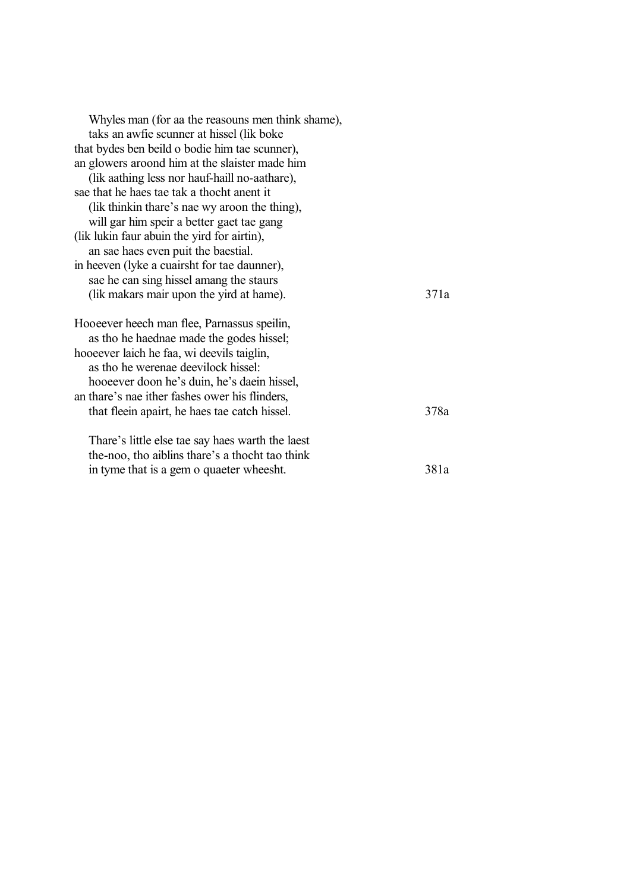Whyles man (for aa the reasouns men think shame),
taks an awfie scunner at hissel (lik boke
that bydes ben beild o bodie him tae scunner),
an glowers aroond him at the slaister made him
(lik aathing less nor hauf-haill no-aathare),
sae that he haes tae tak a thocht anent it
(lik thinkin thare's nae wy aroon the thing),
will gar him speir a better gaet tae gang
(lik lukin faur abuin the yird for airtin),
an sae haes even puit the baestial.
in heeven (lyke a cuairsht for tae daunner),
sae he can sing hissel amang the staurs
(lik makars mair upon the yird at hame). 371a

Hooeever heech man flee, Parnassus speilin,
as tho he haednae made the godes hissel;
hooeever laich he faa, wi deevils taiglin,
as tho he werenae deevilock hissel:
hooeever doon he's duin, he's daein hissel,
an thare's nae ither fashes ower his flinders,
that fleein apairt, he haes tae catch hissel. 378a

Thare's little else tae say haes warth the laest
the-noo, tho aiblins thare's a thocht tao think
in tyme that is a gem o quaeter wheesht. 381a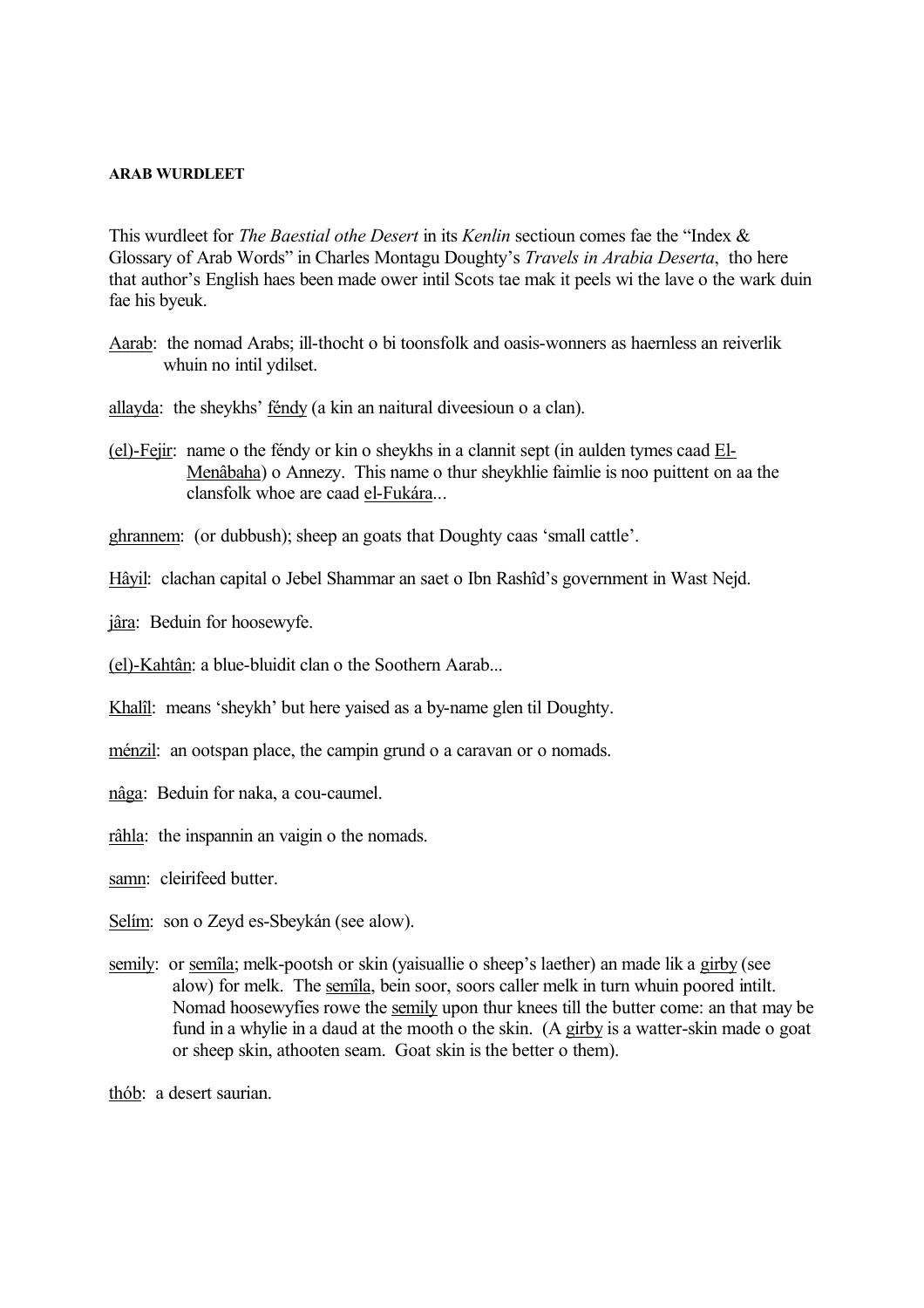**ARAB WURDLEET**

This wurdleet for *The Baestial othe Desert* in its *Kenlin* sectioun comes fae the "Index & Glossary of Arab Words" in Charles Montagu Doughty's *Travels in Arabia Deserta*, tho here that author's English haes been made ower intil Scots tae mak it peels wi the lave o the wark duin fae his byeuk.

<u>Aarab</u>: the nomad Arabs; ill-thocht o bi toonsfolk and oasis-wonners as haernless an reiverlik whuin no intil ydilset.

<u>allayda</u>: the sheykhs' <u>féndy</u> (a kin an naitural diveesioun o a clan).

<u>(el)-Fejir</u>: name o the féndy or kin o sheykhs in a clannit sept (in aulden tymes caad <u>El-Menâbaha</u>) o Annezy. This name o thur sheykhlie faimlie is noo puittent on aa the clansfolk whoe are caad <u>el-Fukára</u>...

<u>ghrannem</u>: (or dubbush); sheep an goats that Doughty caas 'small cattle'.

<u>Hâyil</u>: clachan capital o Jebel Shammar an saet o Ibn Rashîd's government in Wast Nejd.

<u>jâra</u>: Beduin for hoosewyfe.

<u>(el)-Kahtân</u>: a blue-bluidit clan o the Southern Aarab...

<u>Khalîl</u>: means 'sheykh' but here yaised as a by-name glen til Doughty.

<u>ménzil</u>: an ootspan place, the campin grund o a caravan or o nomads.

<u>nâga</u>: Beduin for naka, a cou-caumel.

<u>râhla</u>: the inspannin an vaigin o the nomads.

<u>samn</u>: cleirifeed butter.

<u>Selím</u>: son o Zeyd es-Sbeykán (see alow).

<u>semily</u>: or <u>semîla</u>; melk-pootsh or skin (yaisuallie o sheep's laether) an made lik a <u>girby</u> (see alow) for melk. The <u>semîla</u>, bein soor, soors caller melk in turn whuin poored intilt. Nomad hoosewyfies rowe the <u>semily</u> upon thur knees till the butter come: an that may be fund in a whylie in a daud at the mooth o the skin. (A <u>girby</u> is a watter-skin made o goat or sheep skin, athooten seam. Goat skin is the better o them).

<u>thób</u>: a desert saurian.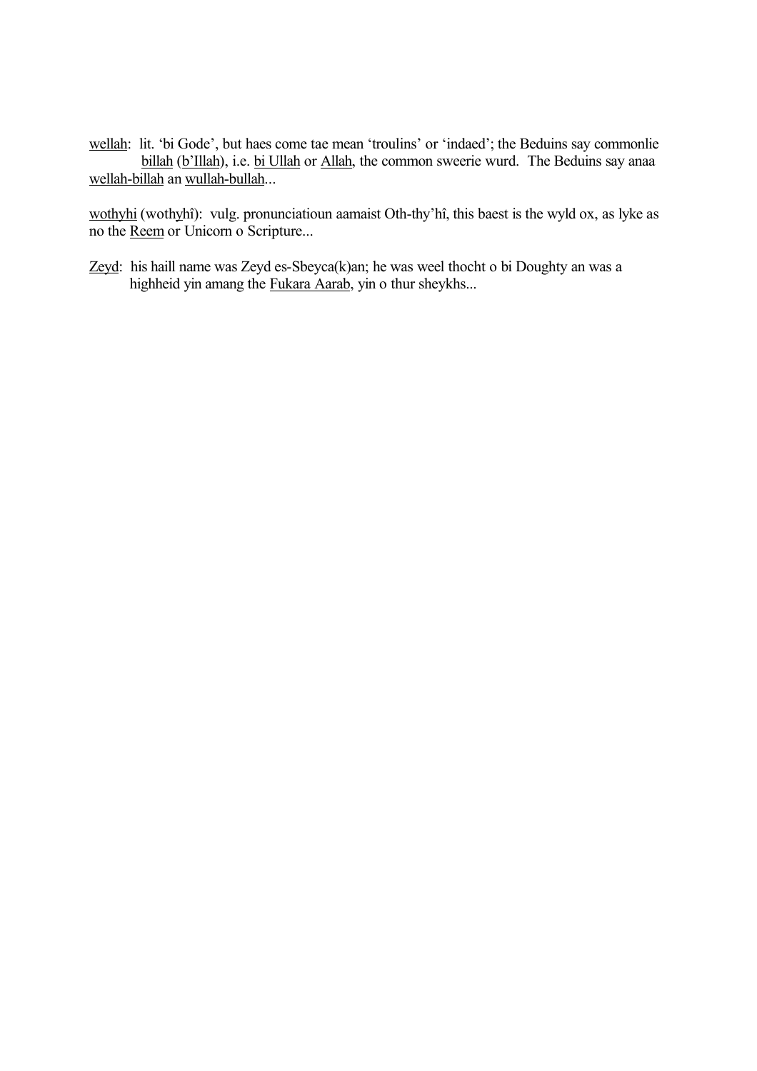<u>wellah</u>: lit. 'bi Gode', but haes come tae mean 'troulins' or 'indaed'; the Beduins say commonlie <u>billah</u> (<u>b'Illah</u>), i.e. <u>bi Ullah</u> or <u>Allah</u>, the common sweerie wurd. The Beduins say anaa <u>wellah-billah</u> an <u>wullah-bullah</u>...

<u>wothyhi</u> (wothyhî): vulg. pronunciatioun aamaist Oth-thy'hî, this baest is the wyld ox, as lyke as no the <u>Reem</u> or Unicorn o Scripture...

<u>Zeyd</u>: his haill name was Zeyd es-Sbeyca(k)an; he was weel thocht o bi Doughty an was a highheid yin amang the <u>Fukara Aarab</u>, yin o thur sheykhs...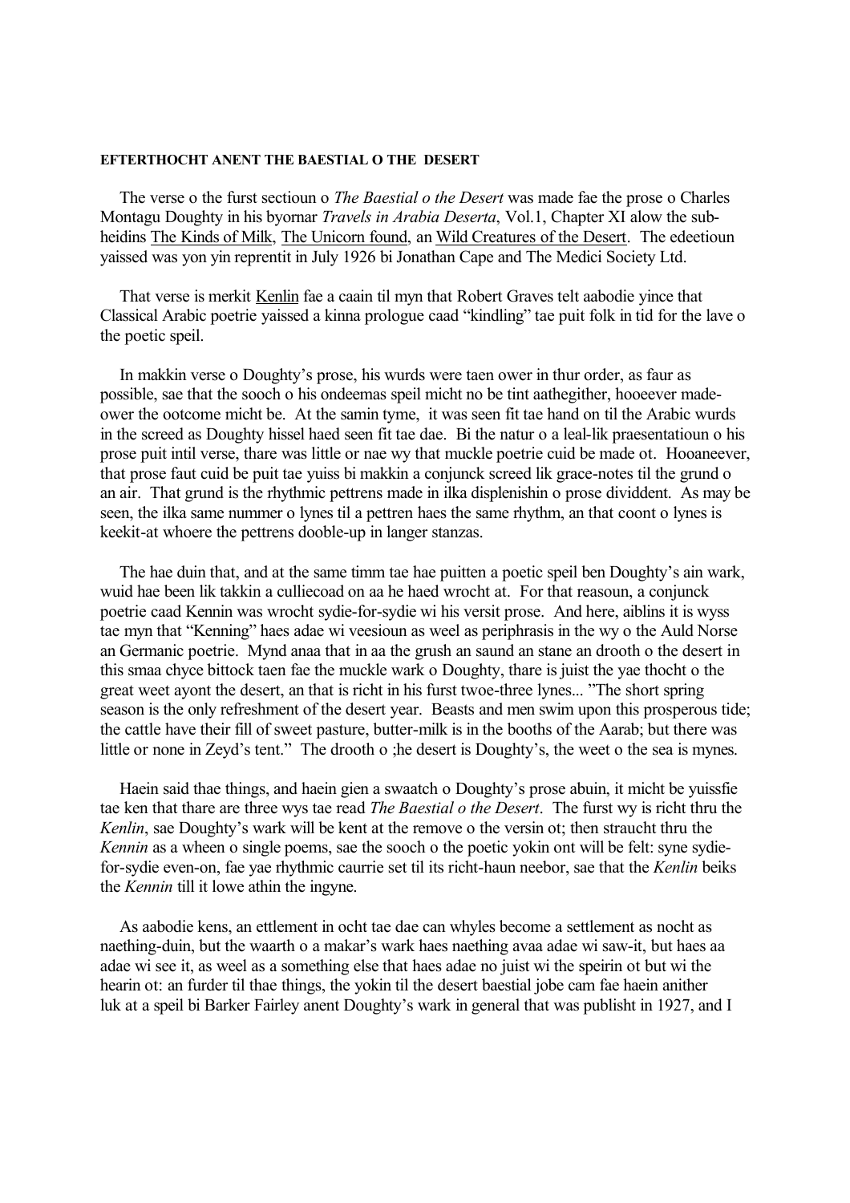**EFTERTHOCHT ANENT THE BAESTIAL O THE DESERT**

The verse o the furst sectioun o *The Baestial o the Desert* was made fae the prose o Charles Montagu Doughty in his byornar *Travels in Arabia Deserta*, Vol.1, Chapter XI alow the sub-heidins The Kinds of Milk, The Unicorn found, an Wild Creatures of the Desert. The edeetioun yaissed was yon yin reprentit in July 1926 bi Jonathan Cape and The Medici Society Ltd.

That verse is merkit Kenlin fae a caain til myn that Robert Graves telt aabodie yince that Classical Arabic poetrie yaissed a kinna prologue caad "kindling" tae puit folk in tid for the lave o the poetic speil.

In makkin verse o Doughty's prose, his wurds were taen ower in thur order, as faur as possible, sae that the sooch o his ondeemas speil micht no be tint aathegither, hooeever made-ower the ootcome micht be. At the samin tyme, it was seen fit tae hand on til the Arabic wurds in the screed as Doughty hissel haed seen fit tae dae. Bi the natur o a leal-lik praesentatioun o his prose puit intil verse, thare was little or nae wy that muckle poetrie cuid be made ot. Hooaneever, that prose faut cuid be puit tae yuiss bi makkin a conjunck screed lik grace-notes til the grund o an air. That grund is the rhythmic pettrens made in ilka displenishin o prose dividdent. As may be seen, the ilka same nummer o lynes til a pettren haes the same rhythm, an that coont o lynes is keekit-at whoere the pettrens dooble-up in langer stanzas.

The hae duin that, and at the same timm tae hae puitten a poetic speil ben Doughty's ain wark, wuid hae been lik takkin a culliecoad on aa he haed wrocht at. For that reasoun, a conjunck poetrie caad Kennin was wrocht sydie-for-sydie wi his versit prose. And here, aiblins it is wyss tae myn that "Kenning" haes adae wi veesioun as weel as periphrasis in the wy o the Auld Norse an Germanic poetrie. Mynd anaa that in aa the grush an saund an stane an drooth o the desert in this smaa chyce bittock taen fae the muckle wark o Doughty, thare is juist the yae thocht o the great weet ayont the desert, an that is richt in his furst twoe-three lynes... "The short spring season is the only refreshment of the desert year. Beasts and men swim upon this prosperous tide; the cattle have their fill of sweet pasture, butter-milk is in the booths of the Aarab; but there was little or none in Zeyd's tent." The drooth o ;he desert is Doughty's, the weet o the sea is mynes.

Haein said thae things, and haein gien a swaatch o Doughty's prose abuin, it micht be yuissfie tae ken that thare are three wys tae read *The Baestial o the Desert*. The furst wy is richt thru the *Kenlin*, sae Doughty's wark will be kent at the remove o the versin ot; then straucht thru the *Kennin* as a wheen o single poems, sae the sooch o the poetic yokin ont will be felt: syne sydie-for-sydie even-on, fae yae rhythmic caurrie set til its richt-haun neebor, sae that the *Kenlin* beiks the *Kennin* till it lowe athin the ingyne.

As aabodie kens, an ettlement in ocht tae dae can whyles become a settlement as nocht as naething-duin, but the waarth o a makar's wark haes naething avaa adae wi saw-it, but haes aa adae wi see it, as weel as a something else that haes adae no juist wi the speirin ot but wi the hearin ot: an furder til thae things, the yokin til the desert baestial jobe cam fae haein anither luk at a speil bi Barker Fairley anent Doughty's wark in general that was publisht in 1927, and I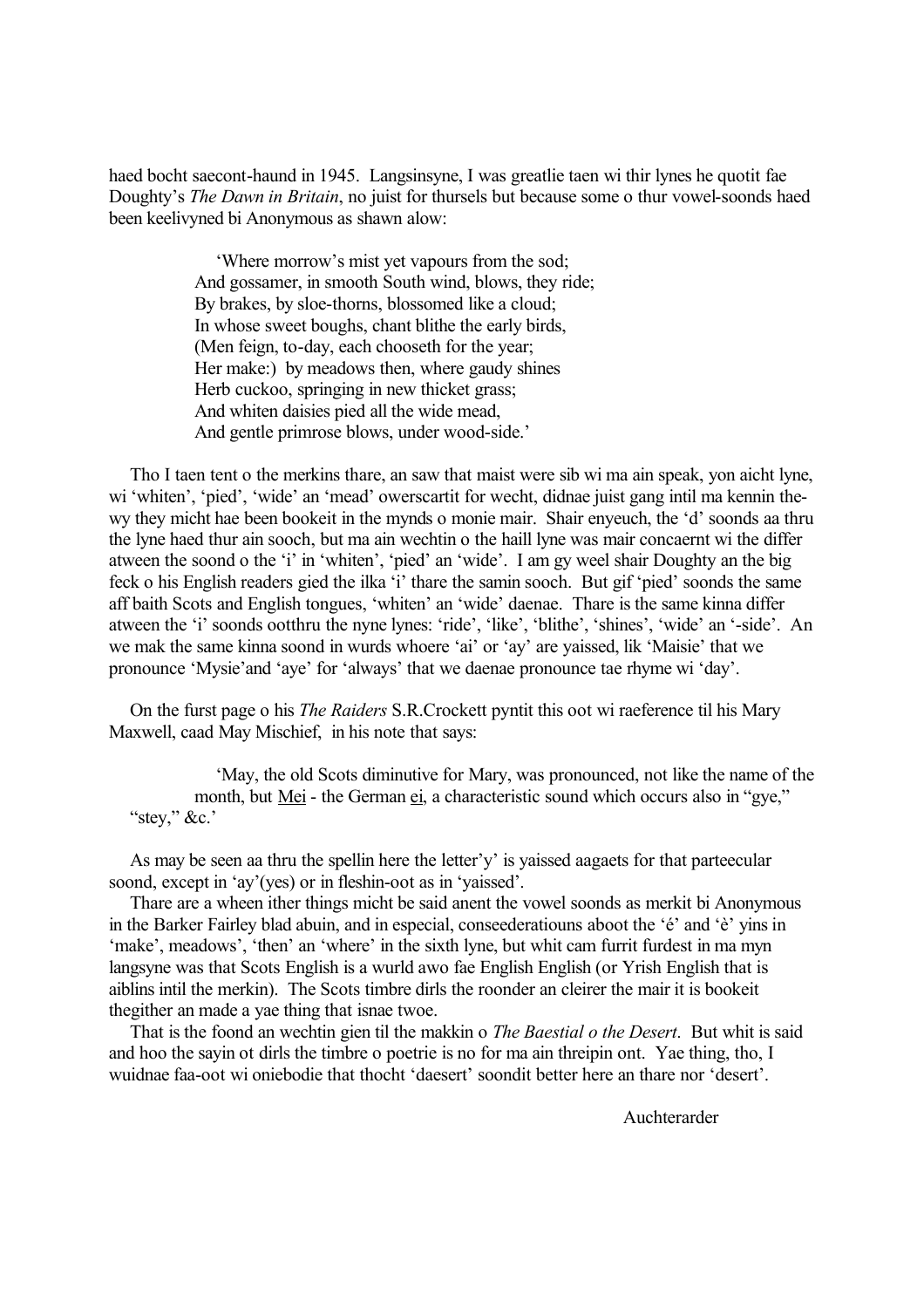haed bocht saecont-haund in 1945. Langsinsyne, I was greatlie taen wi thir lynes he quotit fae Doughty's *The Dawn in Britain*, no juist for thursels but because some o thur vowel-soonds haed been keelivyned bi Anonymous as shawn alow:

> 'Where morrow's mist yet vapours from the sod;
> And gossamer, in smooth South wind, blows, they ride;
> By brakes, by sloe-thorns, blossomed like a cloud;
> In whose sweet boughs, chant blithe the early birds,
> (Men feign, to-day, each chooseth for the year;
> Her make:) by meadows then, where gaudy shines
> Herb cuckoo, springing in new thicket grass;
> And whiten daisies pied all the wide mead,
> And gentle primrose blows, under wood-side.'

Tho I taen tent o the merkins thare, an saw that maist were sib wi ma ain speak, yon aicht lyne, wi 'whiten', 'pied', 'wide' an 'mead' owerscartit for wecht, didnae juist gang intil ma kennin thewy they micht hae been bookeit in the mynds o monie mair. Shair enyeuch, the 'd' soonds aa thru the lyne haed thur ain sooch, but ma ain wechtin o the haill lyne was mair concaernt wi the differ atween the soond o the 'i' in 'whiten', 'pied' an 'wide'. I am gy weel shair Doughty an the big feck o his English readers gied the ilka 'i' thare the samin sooch. But gif 'pied' soonds the same aff baith Scots and English tongues, 'whiten' an 'wide' daenae. Thare is the same kinna differ atween the 'i' soonds ootthru the nyne lynes: 'ride', 'like', 'blithe', 'shines', 'wide' an '-side'. An we mak the same kinna soond in wurds whoere 'ai' or 'ay' are yaissed, lik 'Maisie' that we pronounce 'Mysie'and 'aye' for 'always' that we daenae pronounce tae rhyme wi 'day'.

On the furst page o his *The Raiders* S.R.Crockett pyntit this oot wi raeference til his Mary Maxwell, caad May Mischief, in his note that says:

> 'May, the old Scots diminutive for Mary, was pronounced, not like the name of the month, but <u>Mei</u> - the German <u>ei</u>, a characteristic sound which occurs also in "gye," "stey," &c.'

As may be seen aa thru the spellin here the letter'y' is yaissed aagaets for that parteecular soond, except in 'ay'(yes) or in fleshin-oot as in 'yaissed'.

Thare are a wheen ither things micht be said anent the vowel soonds as merkit bi Anonymous in the Barker Fairley blad abuin, and in especial, conseederatiouns aboot the 'é' and 'è' yins in 'make', meadows', 'then' an 'where' in the sixth lyne, but whit cam furrit furdest in ma myn langsyne was that Scots English is a wurld awo fae English English (or Yrish English that is aiblins intil the merkin). The Scots timbre dirls the roonder an cleirer the mair it is bookeit thegither an made a yae thing that isnae twoe.

That is the foond an wechtin gien til the makkin o *The Baestial o the Desert*. But whit is said and hoo the sayin ot dirls the timbre o poetrie is no for ma ain threipin ont. Yae thing, tho, I wuidnae faa-oot wi oniebodie that thocht 'daesert' soondit better here an thare nor 'desert'.

Auchterarder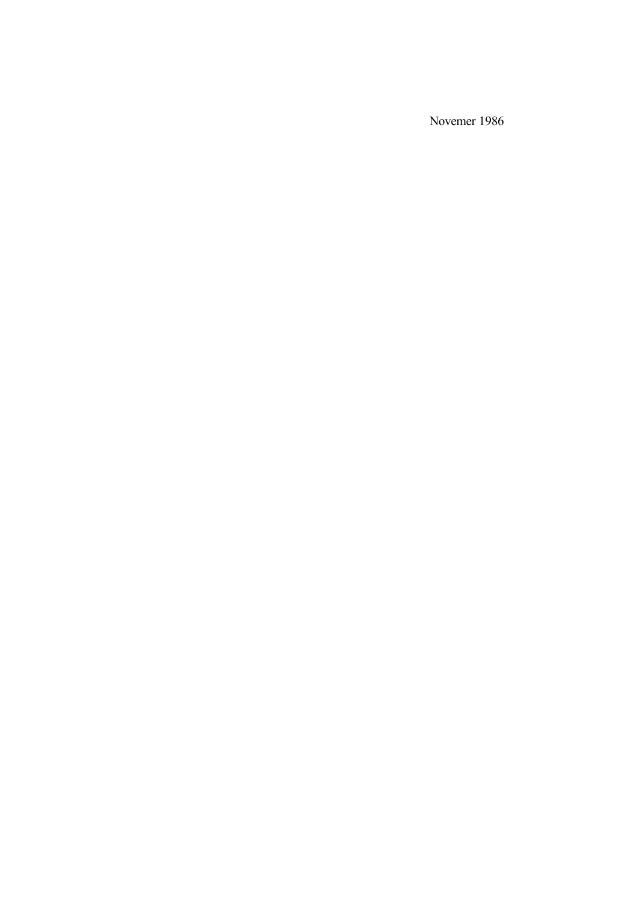Novemer 1986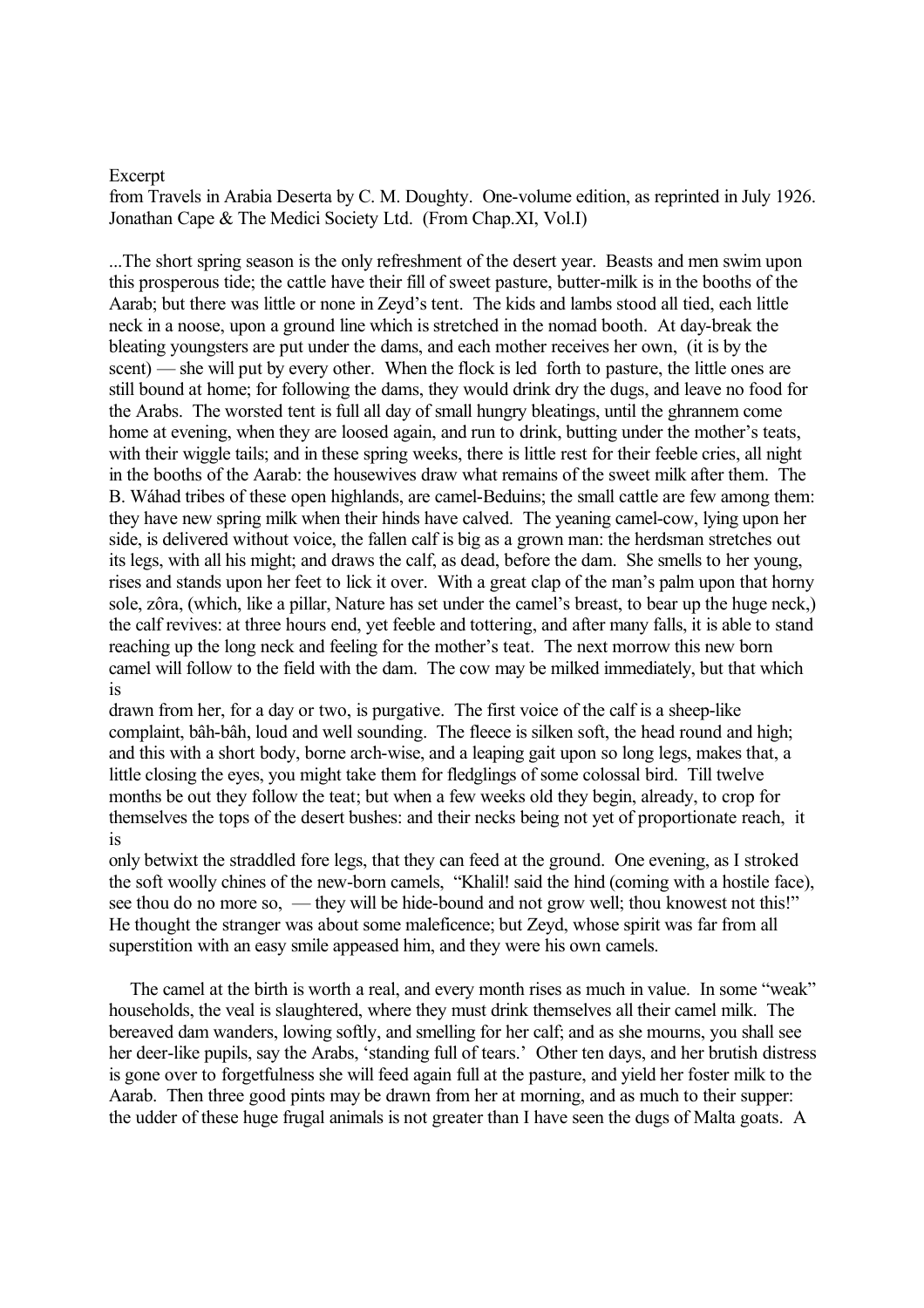Excerpt

from Travels in Arabia Deserta by C. M. Doughty. One-volume edition, as reprinted in July 1926. Jonathan Cape & The Medici Society Ltd. (From Chap.XI, Vol.I)

...The short spring season is the only refreshment of the desert year. Beasts and men swim upon this prosperous tide; the cattle have their fill of sweet pasture, butter-milk is in the booths of the Aarab; but there was little or none in Zeyd's tent. The kids and lambs stood all tied, each little neck in a noose, upon a ground line which is stretched in the nomad booth. At day-break the bleating youngsters are put under the dams, and each mother receives her own, (it is by the scent) — she will put by every other. When the flock is led forth to pasture, the little ones are still bound at home; for following the dams, they would drink dry the dugs, and leave no food for the Arabs. The worsted tent is full all day of small hungry bleatings, until the ghrannem come home at evening, when they are loosed again, and run to drink, butting under the mother's teats, with their wiggle tails; and in these spring weeks, there is little rest for their feeble cries, all night in the booths of the Aarab: the housewives draw what remains of the sweet milk after them. The B. Wáhad tribes of these open highlands, are camel-Beduins; the small cattle are few among them: they have new spring milk when their hinds have calved. The yeaning camel-cow, lying upon her side, is delivered without voice, the fallen calf is big as a grown man: the herdsman stretches out its legs, with all his might; and draws the calf, as dead, before the dam. She smells to her young, rises and stands upon her feet to lick it over. With a great clap of the man's palm upon that horny sole, zôra, (which, like a pillar, Nature has set under the camel's breast, to bear up the huge neck,) the calf revives: at three hours end, yet feeble and tottering, and after many falls, it is able to stand reaching up the long neck and feeling for the mother's teat. The next morrow this new born camel will follow to the field with the dam. The cow may be milked immediately, but that which is drawn from her, for a day or two, is purgative. The first voice of the calf is a sheep-like complaint, bâh-bâh, loud and well sounding. The fleece is silken soft, the head round and high; and this with a short body, borne arch-wise, and a leaping gait upon so long legs, makes that, a little closing the eyes, you might take them for fledglings of some colossal bird. Till twelve months be out they follow the teat; but when a few weeks old they begin, already, to crop for themselves the tops of the desert bushes: and their necks being not yet of proportionate reach, it is only betwixt the straddled fore legs, that they can feed at the ground. One evening, as I stroked the soft woolly chines of the new-born camels, "Khalil! said the hind (coming with a hostile face), see thou do no more so, — they will be hide-bound and not grow well; thou knowest not this!" He thought the stranger was about some maleficence; but Zeyd, whose spirit was far from all superstition with an easy smile appeased him, and they were his own camels.

The camel at the birth is worth a real, and every month rises as much in value. In some "weak" households, the veal is slaughtered, where they must drink themselves all their camel milk. The bereaved dam wanders, lowing softly, and smelling for her calf; and as she mourns, you shall see her deer-like pupils, say the Arabs, 'standing full of tears.' Other ten days, and her brutish distress is gone over to forgetfulness she will feed again full at the pasture, and yield her foster milk to the Aarab. Then three good pints may be drawn from her at morning, and as much to their supper: the udder of these huge frugal animals is not greater than I have seen the dugs of Malta goats. A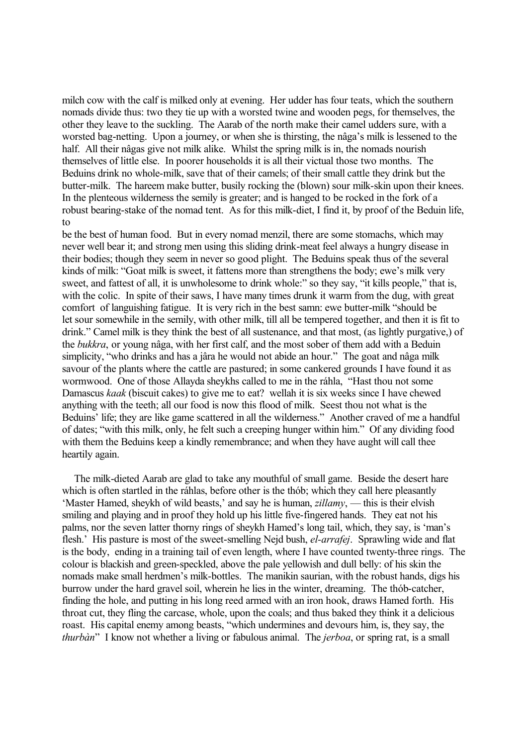milch cow with the calf is milked only at evening. Her udder has four teats, which the southern nomads divide thus: two they tie up with a worsted twine and wooden pegs, for themselves, the other they leave to the suckling. The Aarab of the north make their camel udders sure, with a worsted bag-netting. Upon a journey, or when she is thirsting, the nâga's milk is lessened to the half. All their nâgas give not milk alike. Whilst the spring milk is in, the nomads nourish themselves of little else. In poorer households it is all their victual those two months. The Beduins drink no whole-milk, save that of their camels; of their small cattle they drink but the butter-milk. The hareem make butter, busily rocking the (blown) sour milk-skin upon their knees. In the plenteous wilderness the semily is greater; and is hanged to be rocked in the fork of a robust bearing-stake of the nomad tent. As for this milk-diet, I find it, by proof of the Beduin life, to be the best of human food. But in every nomad menzil, there are some stomachs, which may never well bear it; and strong men using this sliding drink-meat feel always a hungry disease in their bodies; though they seem in never so good plight. The Beduins speak thus of the several kinds of milk: "Goat milk is sweet, it fattens more than strengthens the body; ewe's milk very sweet, and fattest of all, it is unwholesome to drink whole:" so they say, "it kills people," that is, with the colic. In spite of their saws, I have many times drunk it warm from the dug, with great comfort of languishing fatigue. It is very rich in the best samn: ewe butter-milk "should be let sour somewhile in the semily, with other milk, till all be tempered together, and then it is fit to drink." Camel milk is they think the best of all sustenance, and that most, (as lightly purgative,) of the *bukkra*, or young nâga, with her first calf, and the most sober of them add with a Beduin simplicity, "who drinks and has a jâra he would not abide an hour." The goat and nâga milk savour of the plants where the cattle are pastured; in some cankered grounds I have found it as wormwood. One of those Allayda sheykhs called to me in the ráhla, "Hast thou not some Damascus *kaak* (biscuit cakes) to give me to eat? wellah it is six weeks since I have chewed anything with the teeth; all our food is now this flood of milk. Seest thou not what is the Beduins' life; they are like game scattered in all the wilderness." Another craved of me a handful of dates; "with this milk, only, he felt such a creeping hunger within him." Of any dividing food with them the Beduins keep a kindly remembrance; and when they have aught will call thee heartily again.

The milk-dieted Aarab are glad to take any mouthful of small game. Beside the desert hare which is often startled in the ráhlas, before other is the thób; which they call here pleasantly 'Master Hamed, sheykh of wild beasts,' and say he is human, *zillamy*, — this is their elvish smiling and playing and in proof they hold up his little five-fingered hands. They eat not his palms, nor the seven latter thorny rings of sheykh Hamed's long tail, which, they say, is 'man's flesh.' His pasture is most of the sweet-smelling Nejd bush, *el-arrafej*. Sprawling wide and flat is the body, ending in a training tail of even length, where I have counted twenty-three rings. The colour is blackish and green-speckled, above the pale yellowish and dull belly: of his skin the nomads make small herdmen's milk-bottles. The manikin saurian, with the robust hands, digs his burrow under the hard gravel soil, wherein he lies in the winter, dreaming. The thób-catcher, finding the hole, and putting in his long reed armed with an iron hook, draws Hamed forth. His throat cut, they fling the carcase, whole, upon the coals; and thus baked they think it a delicious roast. His capital enemy among beasts, "which undermines and devours him, is, they say, the *thurbàn*" I know not whether a living or fabulous animal. The *jerboa*, or spring rat, is a small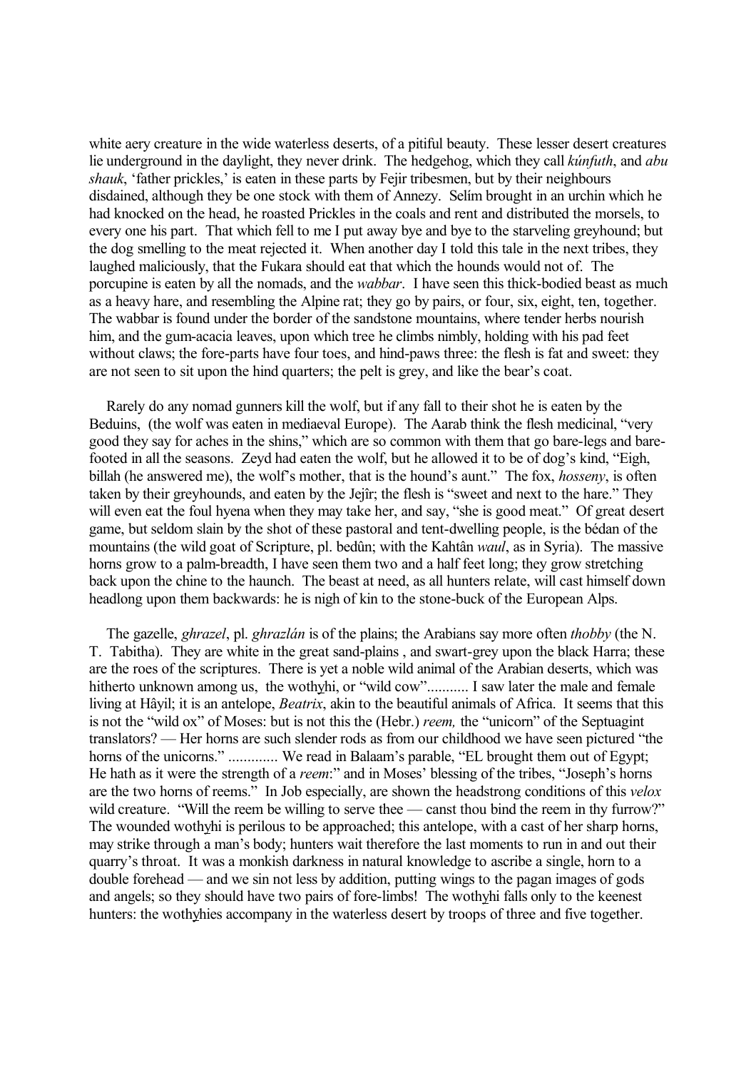white aery creature in the wide waterless deserts, of a pitiful beauty. These lesser desert creatures lie underground in the daylight, they never drink. The hedgehog, which they call *kúnfuth*, and *abu shauk*, 'father prickles,' is eaten in these parts by Fejir tribesmen, but by their neighbours disdained, although they be one stock with them of Annezy. Selím brought in an urchin which he had knocked on the head, he roasted Prickles in the coals and rent and distributed the morsels, to every one his part. That which fell to me I put away bye and bye to the starveling greyhound; but the dog smelling to the meat rejected it. When another day I told this tale in the next tribes, they laughed maliciously, that the Fukara should eat that which the hounds would not of. The porcupine is eaten by all the nomads, and the *wabbar*. I have seen this thick-bodied beast as much as a heavy hare, and resembling the Alpine rat; they go by pairs, or four, six, eight, ten, together. The wabbar is found under the border of the sandstone mountains, where tender herbs nourish him, and the gum-acacia leaves, upon which tree he climbs nimbly, holding with his pad feet without claws; the fore-parts have four toes, and hind-paws three: the flesh is fat and sweet: they are not seen to sit upon the hind quarters; the pelt is grey, and like the bear's coat.

Rarely do any nomad gunners kill the wolf, but if any fall to their shot he is eaten by the Beduins, (the wolf was eaten in mediaeval Europe). The Aarab think the flesh medicinal, "very good they say for aches in the shins," which are so common with them that go bare-legs and bare-footed in all the seasons. Zeyd had eaten the wolf, but he allowed it to be of dog's kind, "Eigh, billah (he answered me), the wolf's mother, that is the hound's aunt." The fox, *hosseny*, is often taken by their greyhounds, and eaten by the Jejîr; the flesh is "sweet and next to the hare." They will even eat the foul hyena when they may take her, and say, "she is good meat." Of great desert game, but seldom slain by the shot of these pastoral and tent-dwelling people, is the bédan of the mountains (the wild goat of Scripture, pl. bedûn; with the Kahtân *waul*, as in Syria). The massive horns grow to a palm-breadth, I have seen them two and a half feet long; they grow stretching back upon the chine to the haunch. The beast at need, as all hunters relate, will cast himself down headlong upon them backwards: he is nigh of kin to the stone-buck of the European Alps.

The gazelle, *ghrazel*, pl. *ghrazlán* is of the plains; the Arabians say more often *thobby* (the N. T. Tabitha). They are white in the great sand-plains , and swart-grey upon the black Harra; these are the roes of the scriptures. There is yet a noble wild animal of the Arabian deserts, which was hitherto unknown among us, the wothyhi, or "wild cow"........... I saw later the male and female living at Hâyil; it is an antelope, *Beatrix*, akin to the beautiful animals of Africa. It seems that this is not the "wild ox" of Moses: but is not this the (Hebr.) *reem,* the "unicorn" of the Septuagint translators? — Her horns are such slender rods as from our childhood we have seen pictured "the horns of the unicorns." ............. We read in Balaam's parable, "EL brought them out of Egypt; He hath as it were the strength of a *reem*:" and in Moses' blessing of the tribes, "Joseph's horns are the two horns of reems." In Job especially, are shown the headstrong conditions of this *velox* wild creature. "Will the reem be willing to serve thee — canst thou bind the reem in thy furrow?" The wounded wothyhi is perilous to be approached; this antelope, with a cast of her sharp horns, may strike through a man's body; hunters wait therefore the last moments to run in and out their quarry's throat. It was a monkish darkness in natural knowledge to ascribe a single, horn to a double forehead — and we sin not less by addition, putting wings to the pagan images of gods and angels; so they should have two pairs of fore-limbs! The wothyhi falls only to the keenest hunters: the wothyhies accompany in the waterless desert by troops of three and five together.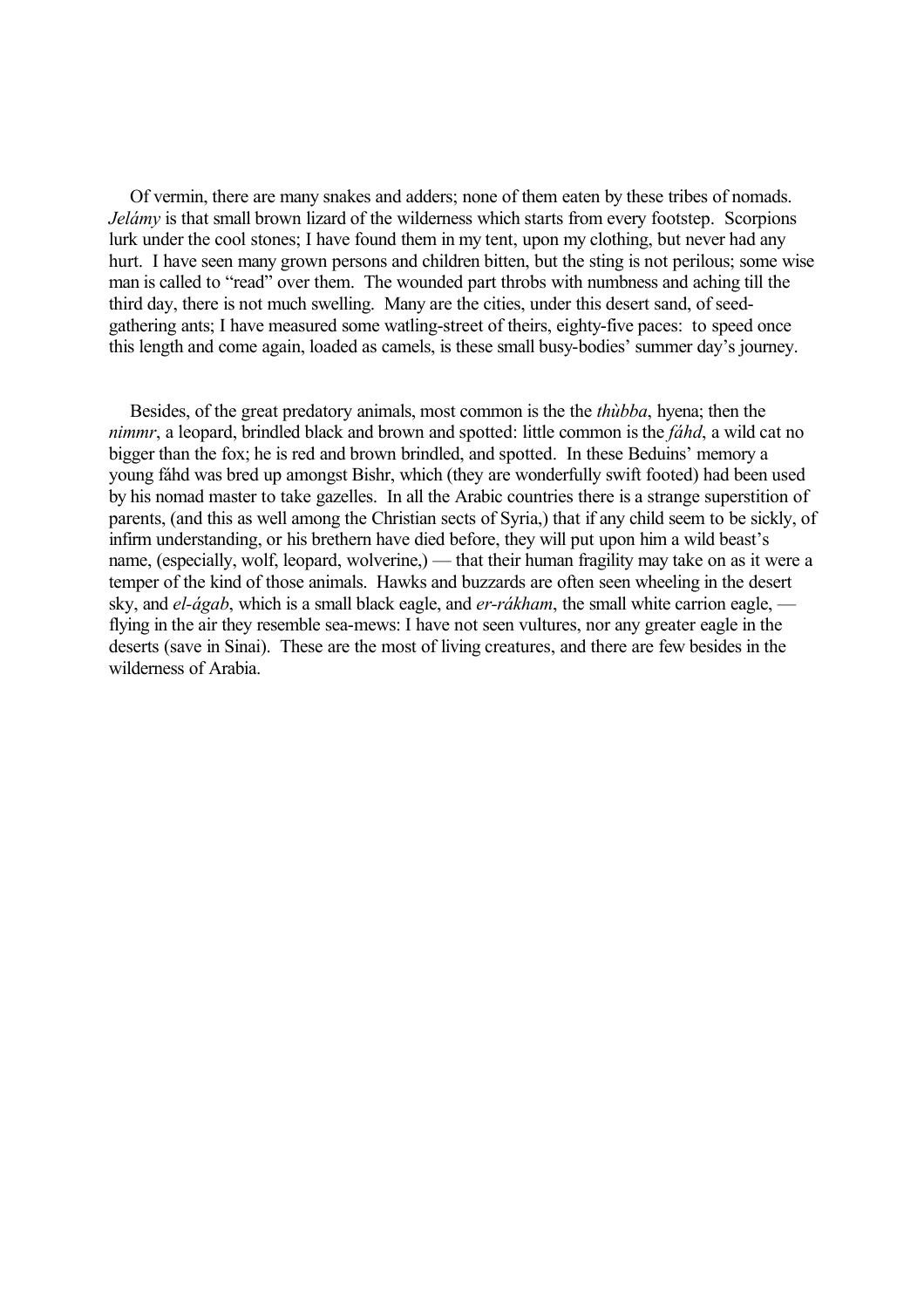Of vermin, there are many snakes and adders; none of them eaten by these tribes of nomads. *Jelámy* is that small brown lizard of the wilderness which starts from every footstep. Scorpions lurk under the cool stones; I have found them in my tent, upon my clothing, but never had any hurt. I have seen many grown persons and children bitten, but the sting is not perilous; some wise man is called to “read” over them. The wounded part throbs with numbness and aching till the third day, there is not much swelling. Many are the cities, under this desert sand, of seed-gathering ants; I have measured some watling-street of theirs, eighty-five paces: to speed once this length and come again, loaded as camels, is these small busy-bodies’ summer day’s journey.

Besides, of the great predatory animals, most common is the the *thùbba*, hyena; then the *nimmr*, a leopard, brindled black and brown and spotted: little common is the *fáhd*, a wild cat no bigger than the fox; he is red and brown brindled, and spotted. In these Beduins’ memory a young fáhd was bred up amongst Bishr, which (they are wonderfully swift footed) had been used by his nomad master to take gazelles. In all the Arabic countries there is a strange superstition of parents, (and this as well among the Christian sects of Syria,) that if any child seem to be sickly, of infirm understanding, or his brethern have died before, they will put upon him a wild beast’s name, (especially, wolf, leopard, wolverine,) — that their human fragility may take on as it were a temper of the kind of those animals. Hawks and buzzards are often seen wheeling in the desert sky, and *el-ágab*, which is a small black eagle, and *er-rákham*, the small white carrion eagle, — flying in the air they resemble sea-mews: I have not seen vultures, nor any greater eagle in the deserts (save in Sinai). These are the most of living creatures, and there are few besides in the wilderness of Arabia.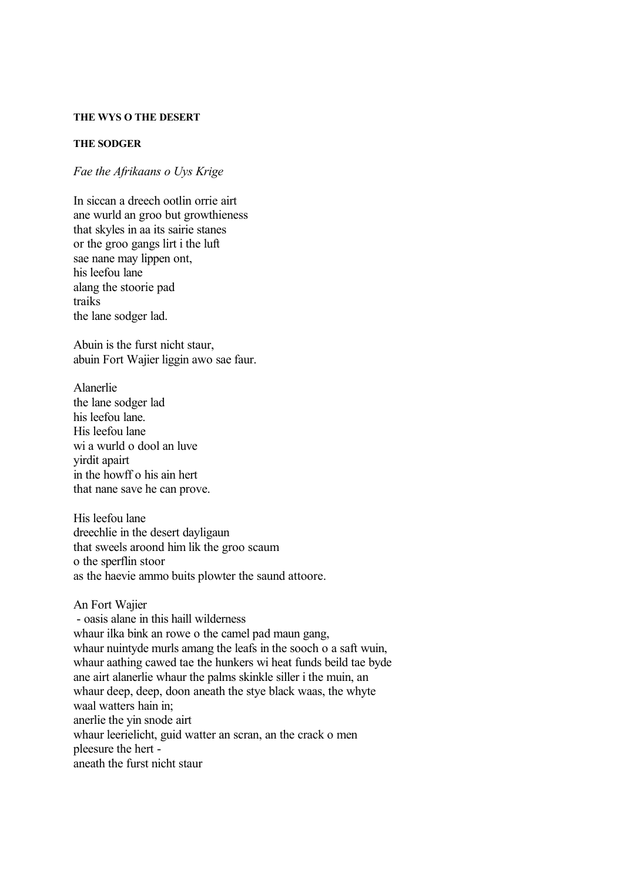**THE WYS O THE DESERT**

**THE SODGER**

*Fae the Afrikaans o Uys Krige*

In siccan a dreech ootlin orrie airt  
ane wurld an groo but growthieness  
that skyles in aa its sairie stanes  
or the groo gangs lirt i the luft  
sae nane may lippen ont,  
his leefou lane  
alang the stoorie pad  
traiks  
the lane sodger lad.

Abuin is the furst nicht staur,  
abuin Fort Wajier liggin awo sae faur.

Alanerlie  
the lane sodger lad  
his leefou lane.  
His leefou lane  
wi a wurld o dool an luve  
yirdit apairt  
in the howff o his ain hert  
that nane save he can prove.

His leefou lane  
dreechlie in the desert dayligaun  
that sweels aroond him lik the groo scaum  
o the sperflin stoor  
as the haevie ammo buits plowter the saund attoore.

An Fort Wajier  
 - oasis alane in this haill wilderness  
whaur ilka bink an rowe o the camel pad maun gang,  
whaur nuintyde murls amang the leafs in the sooch o a saft wuin,  
whaur aathing cawed tae the hunkers wi heat funds beild tae byde  
ane airt alanerlie whaur the palms skinkle siller i the muin, an  
whaur deep, deep, doon aneath the stye black waas, the whyte  
waal watters hain in;  
anerlie the yin snode airt  
whaur leerielicht, guid watter an scran, an the crack o men  
pleesure the hert -  
aneath the furst nicht staur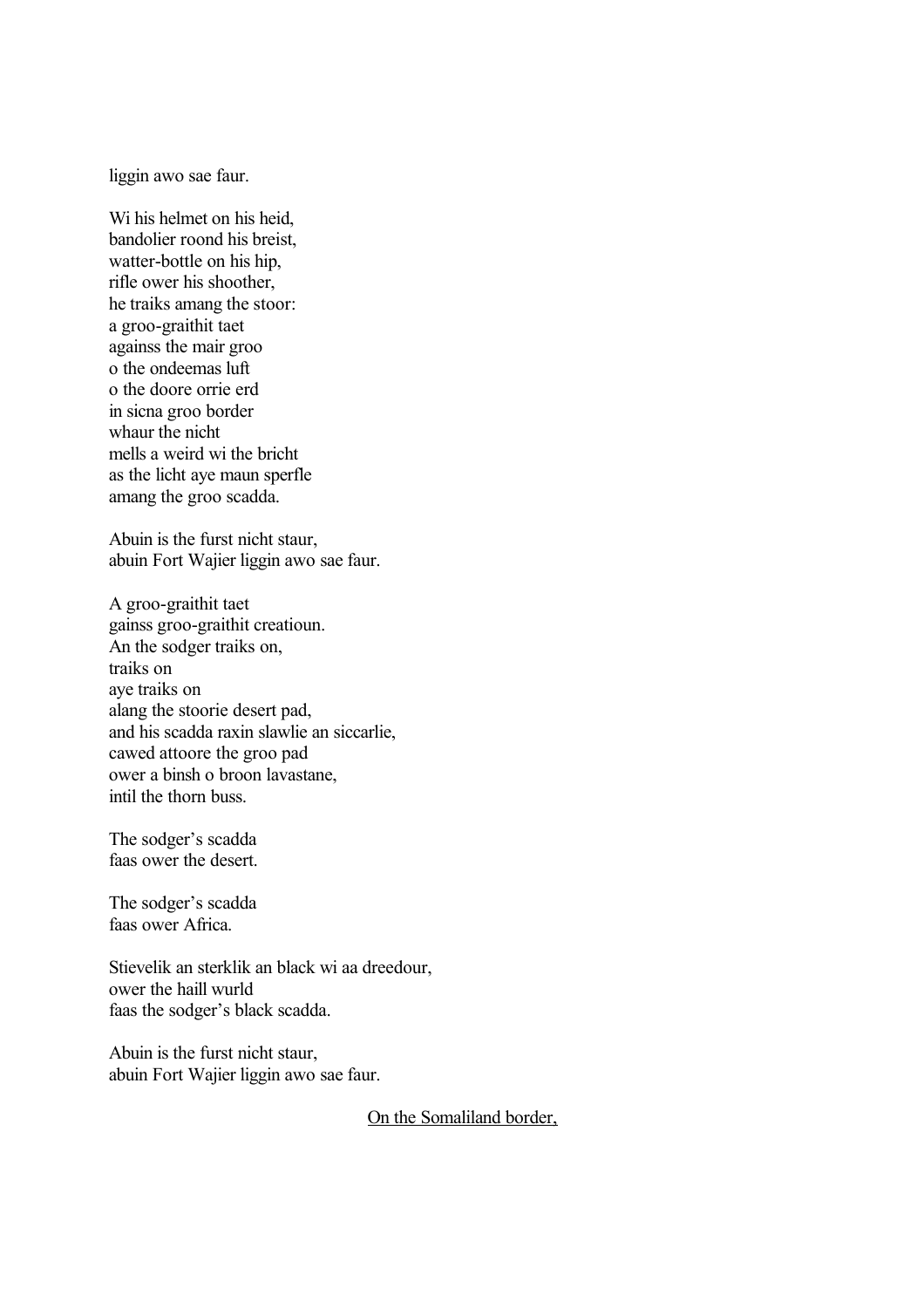liggin awo sae faur.

Wi his helmet on his heid,
bandolier roond his breist,
watter-bottle on his hip,
rifle ower his shoother,
he traiks amang the stoor:
a groo-graithit taet
againss the mair groo
o the ondeemas luft
o the doore orrie erd
in sicna groo border
whaur the nicht
mells a weird wi the bricht
as the licht aye maun sperfle
amang the groo scadda.

Abuin is the furst nicht staur,
abuin Fort Wajier liggin awo sae faur.

A groo-graithit taet
gainss groo-graithit creatioun.
An the sodger traiks on,
traiks on
aye traiks on
alang the stoorie desert pad,
and his scadda raxin slawlie an siccarlie,
cawed attoore the groo pad
ower a binsh o broon lavastane,
intil the thorn buss.

The sodger's scadda
faas ower the desert.

The sodger's scadda
faas ower Africa.

Stievelik an sterklik an black wi aa dreedour,
ower the haill wurld
faas the sodger's black scadda.

Abuin is the furst nicht staur,
abuin Fort Wajier liggin awo sae faur.

<u>On the Somaliland border,</u>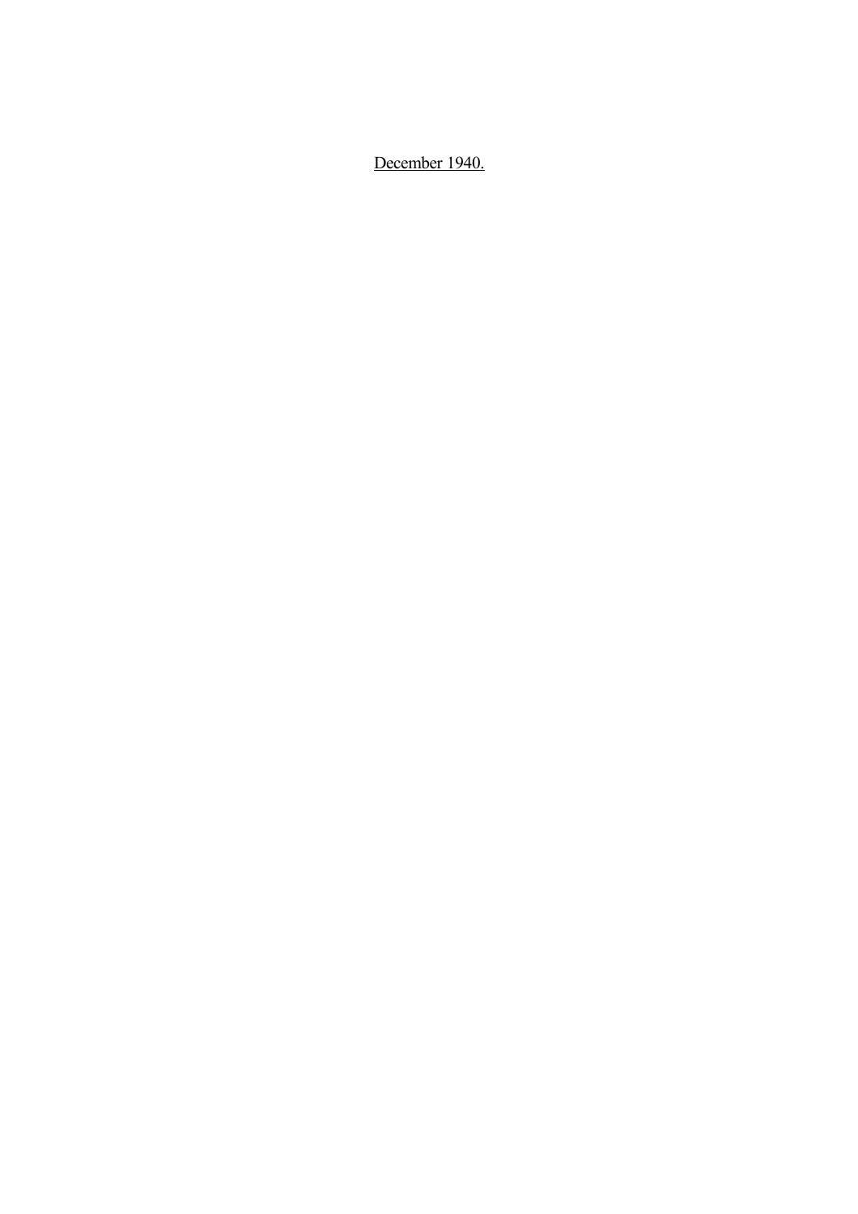<u>December 1940.</u>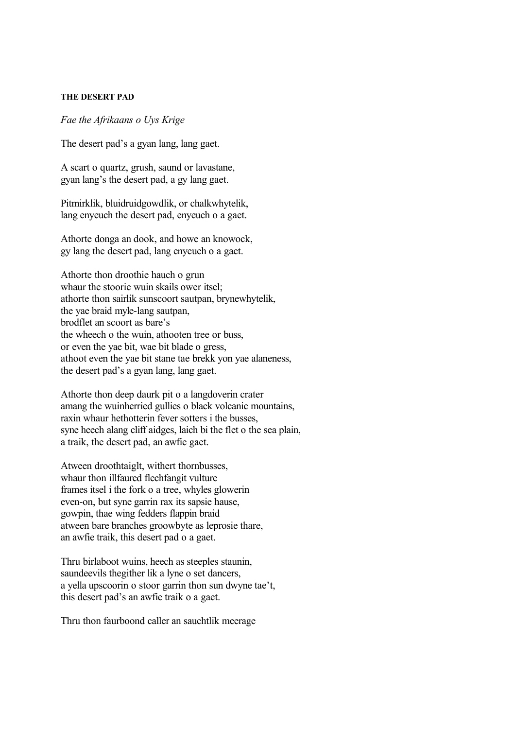**THE DESERT PAD**

*Fae the Afrikaans o Uys Krige*

The desert pad's a gyan lang, lang gaet.

A scart o quartz, grush, saund or lavastane,
gyan lang's the desert pad, a gy lang gaet.

Pitmirklik, bluidruidgowdlik, or chalkwhytelik,
lang enyeuch the desert pad, enyeuch o a gaet.

Athorte donga an dook, and howe an knowock,
gy lang the desert pad, lang enyeuch o a gaet.

Athorte thon droothie hauch o grun
whaur the stoorie wuin skails ower itsel;
athorte thon sairlik sunscoort sautpan, brynewhytelik,
the yae braid myle-lang sautpan,
brodflet an scoort as bare's
the wheech o the wuin, athooten tree or buss,
or even the yae bit, wae bit blade o gress,
athoot even the yae bit stane tae brekk yon yae alaneness,
the desert pad's a gyan lang, lang gaet.

Athorte thon deep daurk pit o a langdoverin crater
amang the wuinherried gullies o black volcanic mountains,
raxin whaur hethotterin fever sotters i the busses,
syne heech alang cliff aidges, laich bi the flet o the sea plain,
a traik, the desert pad, an awfie gaet.

Atween droothtaiglt, withert thornbusses,
whaur thon illfaured flechfangit vulture
frames itsel i the fork o a tree, whyles glowerin
even-on, but syne garrin rax its sapsie hause,
gowpin, thae wing fedders flappin braid
atween bare branches groowbyte as leprosie thare,
an awfie traik, this desert pad o a gaet.

Thru birlaboot wuins, heech as steeples staunin,
saundeevils thegither lik a lyne o set dancers,
a yella upscoorin o stoor garrin thon sun dwyne tae't,
this desert pad's an awfie traik o a gaet.

Thru thon faurboond caller an sauchtlik meerage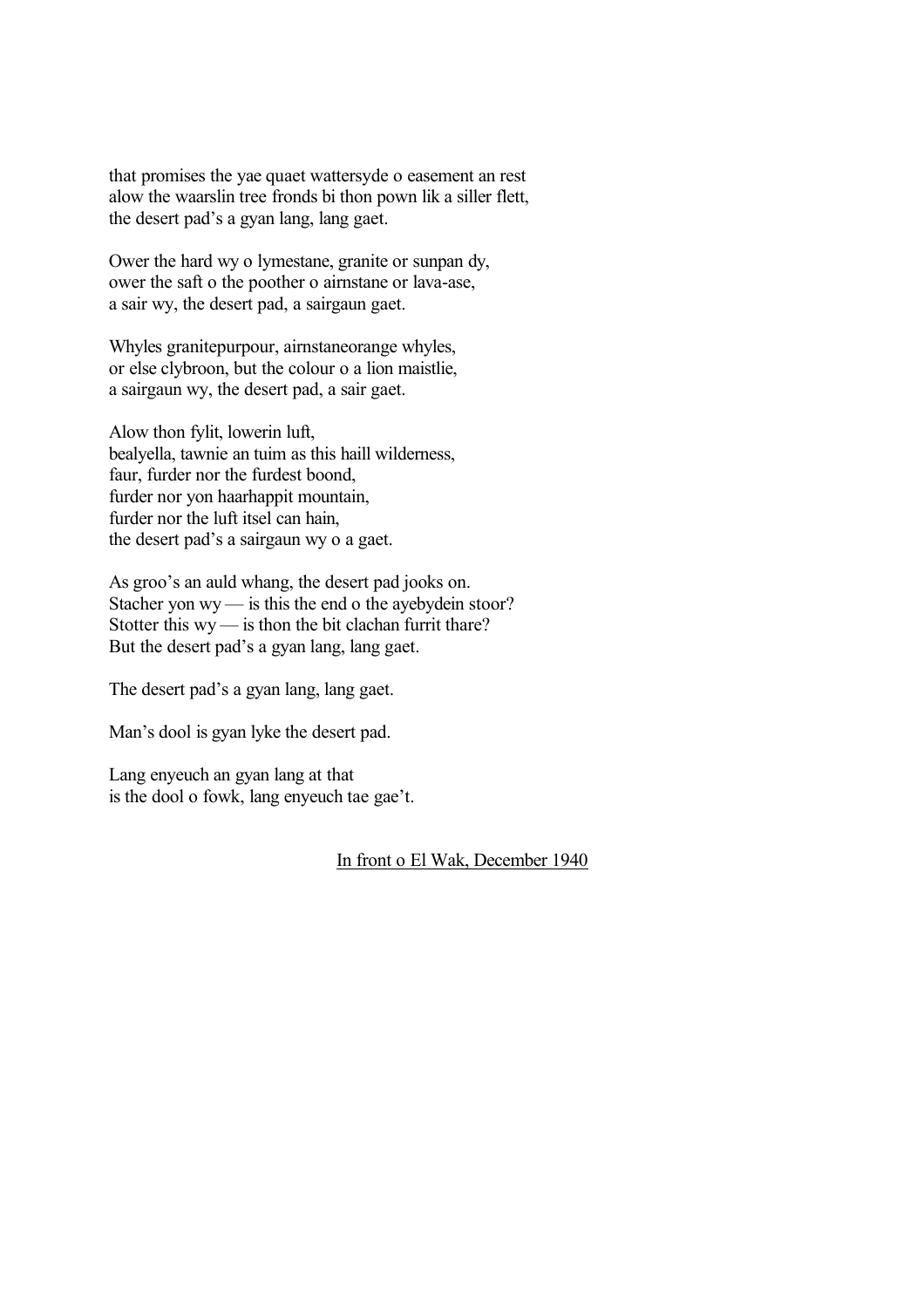that promises the yae quaet wattersyde o easement an rest
alow the waarslin tree fronds bi thon pown lik a siller flett,
the desert pad's a gyan lang, lang gaet.

Ower the hard wy o lymestane, granite or sunpan dy,
ower the saft o the poother o airnstane or lava-ase,
a sair wy, the desert pad, a sairgaun gaet.

Whyles granitepurpour, airnstaneorange whyles,
or else clybroon, but the colour o a lion maistlie,
a sairgaun wy, the desert pad, a sair gaet.

Alow thon fylit, lowerin luft,
bealyella, tawnie an tuim as this haill wilderness,
faur, furder nor the furdest boond,
furder nor yon haarhappit mountain,
furder nor the luft itsel can hain,
the desert pad's a sairgaun wy o a gaet.

As groo's an auld whang, the desert pad jooks on.
Stacher yon wy — is this the end o the ayebydein stoor?
Stotter this wy — is thon the bit clachan furrit thare?
But the desert pad's a gyan lang, lang gaet.

The desert pad's a gyan lang, lang gaet.

Man's dool is gyan lyke the desert pad.

Lang enyeuch an gyan lang at that
is the dool o fowk, lang enyeuch tae gae't.

In front o El Wak, December 1940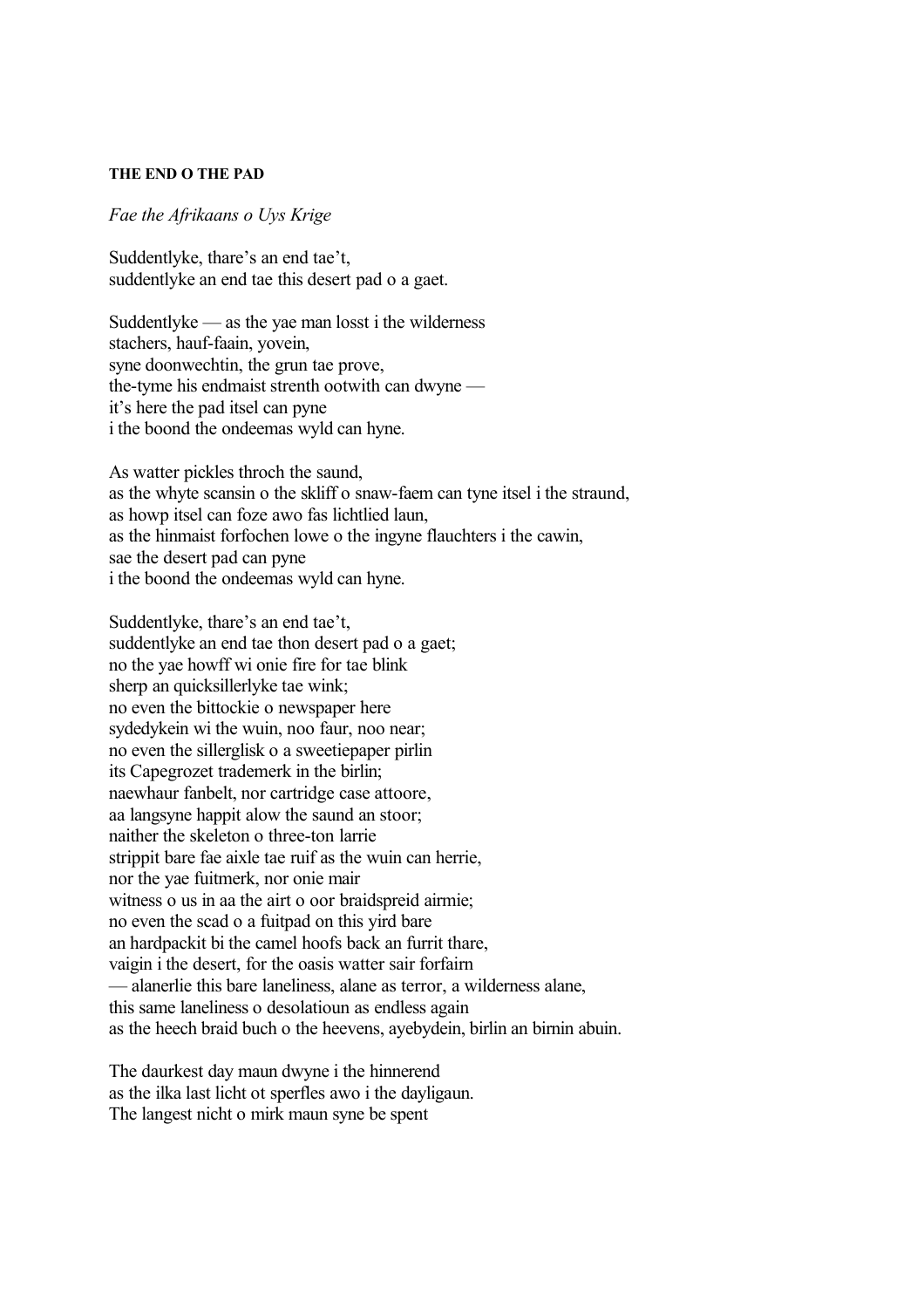**THE END O THE PAD**

*Fae the Afrikaans o Uys Krige*

Suddentlyke, thare's an end tae't,
suddentlyke an end tae this desert pad o a gaet.

Suddentlyke — as the yae man losst i the wilderness
stachers, hauf-faain, yovein,
syne doonwechtin, the grun tae prove,
the-tyme his endmaist strenth ootwith can dwyne —
it's here the pad itsel can pyne
i the boond the ondeemas wyld can hyne.

As watter pickles throch the saund,
as the whyte scansin o the skliff o snaw-faem can tyne itsel i the straund,
as howp itsel can foze awo fas lichtlied laun,
as the hinmaist forfochen lowe o the ingyne flauchters i the cawin,
sae the desert pad can pyne
i the boond the ondeemas wyld can hyne.

Suddentlyke, thare's an end tae't,
suddentlyke an end tae thon desert pad o a gaet;
no the yae howff wi onie fire for tae blink
sherp an quicksillerlyke tae wink;
no even the bittockie o newspaper here
sydedykein wi the wuin, noo faur, noo near;
no even the sillerglisk o a sweetiepaper pirlin
its Capegrozet trademerk in the birlin;
naewhaur fanbelt, nor cartridge case attoore,
aa langsyne happit alow the saund an stoor;
naither the skeleton o three-ton larrie
strippit bare fae aixle tae ruif as the wuin can herrie,
nor the yae fuitmerk, nor onie mair
witness o us in aa the airt o oor braidspreid airmie;
no even the scad o a fuitpad on this yird bare
an hardpackit bi the camel hoofs back an furrit thare,
vaigin i the desert, for the oasis watter sair forfairn
— alanerlie this bare laneliness, alane as terror, a wilderness alane,
this same laneliness o desolatioun as endless again
as the heech braid buch o the heevens, ayebydein, birlin an birnin abuin.

The daurkest day maun dwyne i the hinnerend
as the ilka last licht ot sperfles awo i the dayligaun.
The langest nicht o mirk maun syne be spent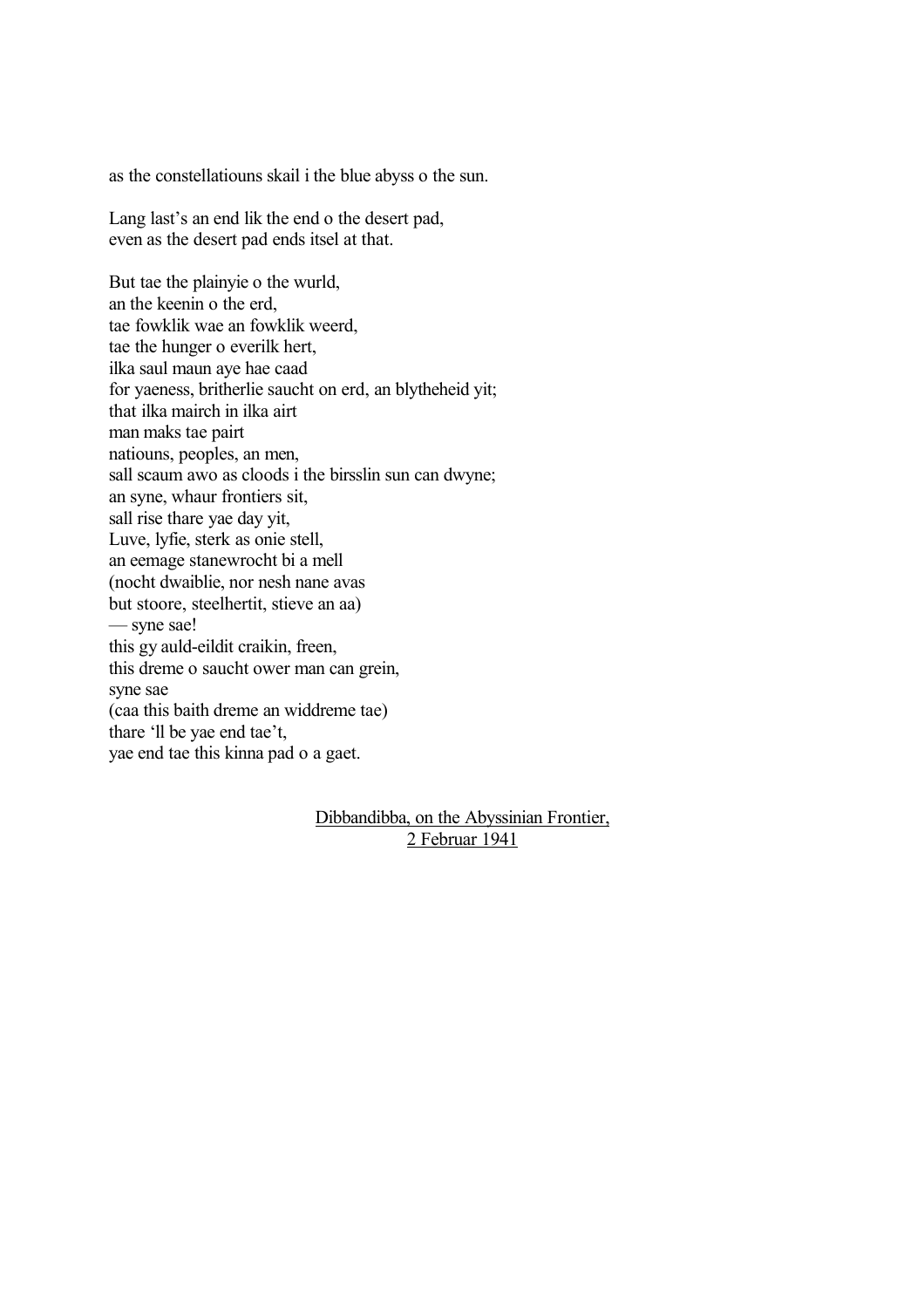as the constellatiouns skail i the blue abyss o the sun.

Lang last's an end lik the end o the desert pad,  
even as the desert pad ends itsel at that.

But tae the plainyie o the wurld,  
an the keenin o the erd,  
tae fowklik wae an fowklik weerd,  
tae the hunger o everilk hert,  
ilka saul maun aye hae caad  
for yaeness, britherlie saucht on erd, an blytheheid yit;  
that ilka mairch in ilka airt  
man maks tae pairt  
natiouns, peoples, an men,  
sall scaum awo as cloods i the birsslin sun can dwyne;  
an syne, whaur frontiers sit,  
sall rise thare yae day yit,  
Luve, lyfie, sterk as onie stell,  
an eemage stanewrocht bi a mell  
(nocht dwaiblie, nor nesh nane avas  
but stoore, steelhertit, stieve an aa)  
— syne sae!  
this gy auld-eildit craikin, freen,  
this dreme o saucht ower man can grein,  
syne sae  
(caa this baith dreme an widdreme tae)  
thare 'll be yae end tae't,  
yae end tae this kinna pad o a gaet.

<u>Dibbandibba, on the Abyssinian Frontier,</u>  
<u>2 Februar 1941</u>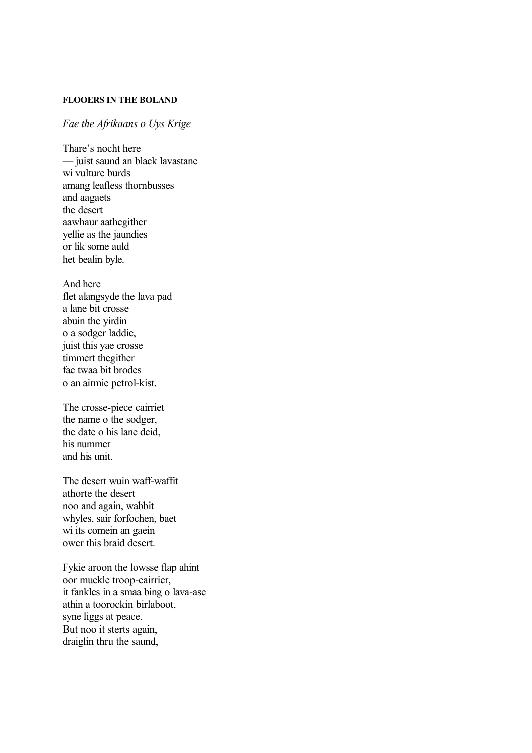**FLOOERS IN THE BOLAND**

*Fae the Afrikaans o Uys Krige*

Thare's nocht here  
— juist saund an black lavastane  
wi vulture burds  
amang leafless thornbusses  
and aagaets  
the desert  
aawhaur aathegither  
yellie as the jaundies  
or lik some auld  
het bealin byle.

And here  
flet alangsyde the lava pad  
a lane bit crosse  
abuin the yirdin  
o a sodger laddie,  
juist this yae crosse  
timmert thegither  
fae twaa bit brodes  
o an airmie petrol-kist.

The crosse-piece cairriet  
the name o the sodger,  
the date o his lane deid,  
his nummer  
and his unit.

The desert wuin waff-waffit  
athorte the desert  
noo and again, wabbit  
whyles, sair forfochen, baet  
wi its comein an gaein  
ower this braid desert.

Fykie aroon the lowsse flap ahint  
oor muckle troop-cairrier,  
it fankles in a smaa bing o lava-ase  
athin a toorockin birlaboot,  
syne liggs at peace.  
But noo it sterts again,  
draiglin thru the saund,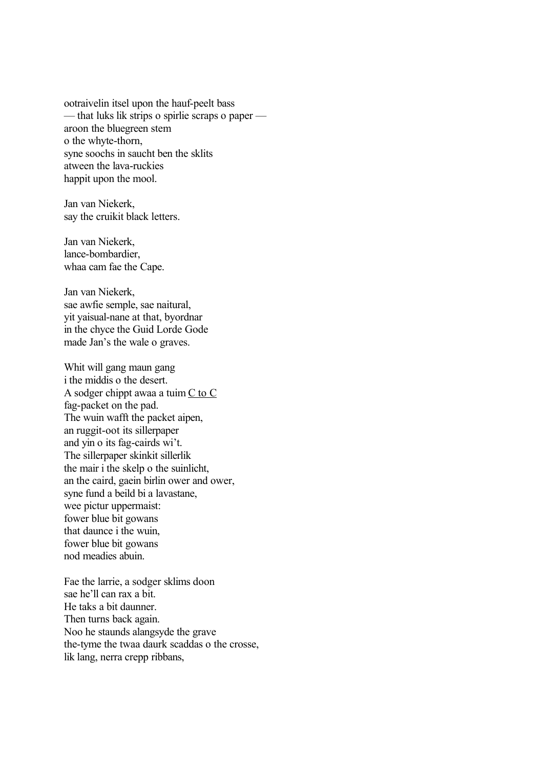ootraivelin itsel upon the hauf-peelt bass
— that luks lik strips o spirlie scraps o paper —
aroon the bluegreen stem
o the whyte-thorn,
syne soochs in saucht ben the sklits
atween the lava-ruckies
happit upon the mool.

Jan van Niekerk,
say the cruikit black letters.

Jan van Niekerk,
lance-bombardier,
whaa cam fae the Cape.

Jan van Niekerk,
sae awfie semple, sae naitural,
yit yaisual-nane at that, byordnar
in the chyce the Guid Lorde Gode
made Jan's the wale o graves.

Whit will gang maun gang
i the middis o the desert.
A sodger chippt awaa a tuim <u>C to C</u>
fag-packet on the pad.
The wuin wafft the packet aipen,
an ruggit-oot its sillerpaper
and yin o its fag-cairds wi't.
The sillerpaper skinkit sillerlik
the mair i the skelp o the suinlicht,
an the caird, gaein birlin ower and ower,
syne fund a beild bi a lavastane,
wee pictur uppermaist:
fower blue bit gowans
that daunce i the wuin,
fower blue bit gowans
nod meadies abuin.

Fae the larrie, a sodger sklims doon
sae he'll can rax a bit.
He taks a bit daunner.
Then turns back again.
Noo he staunds alangsyde the grave
the-tyme the twaa daurk scaddas o the crosse,
lik lang, nerra crepp ribbans,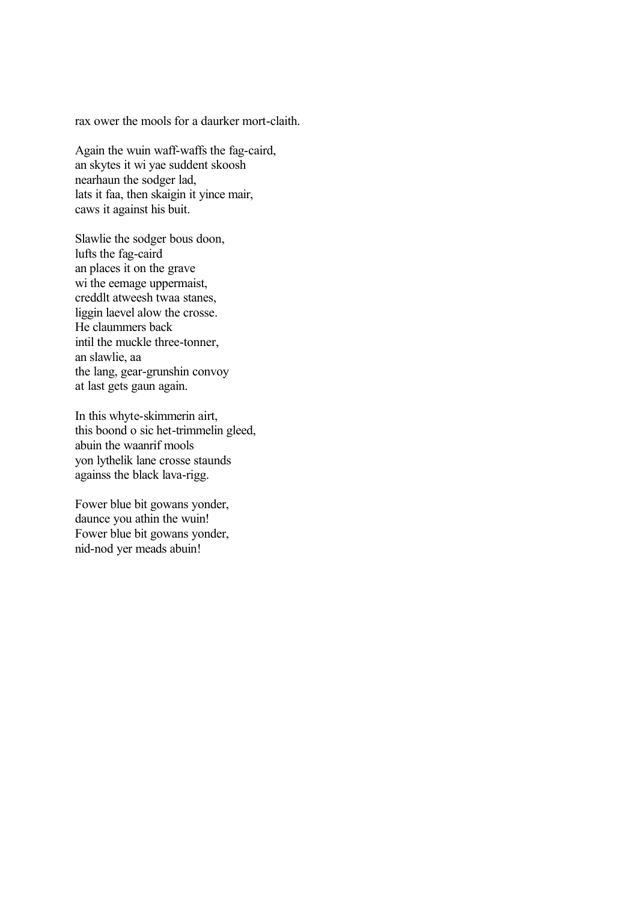rax ower the mools for a daurker mort-claith.

Again the wuin waff-waffs the fag-caird,
an skytes it wi yae suddent skoosh
nearhaun the sodger lad,
lats it faa, then skaigin it yince mair,
caws it against his buit.

Slawlie the sodger bous doon,
lufts the fag-caird
an places it on the grave
wi the eemage uppermaist,
creddlt atweesh twaa stanes,
liggin laevel alow the crosse.
He claummers back
intil the muckle three-tonner,
an slawlie, aa
the lang, gear-grunshin convoy
at last gets gaun again.

In this whyte-skimmerin airt,
this boond o sic het-trimmelin gleed,
abuin the waanrif mools
yon lythelik lane crosse staunds
againss the black lava-rigg.

Fower blue bit gowans yonder,
daunce you athin the wuin!
Fower blue bit gowans yonder,
nid-nod yer meads abuin!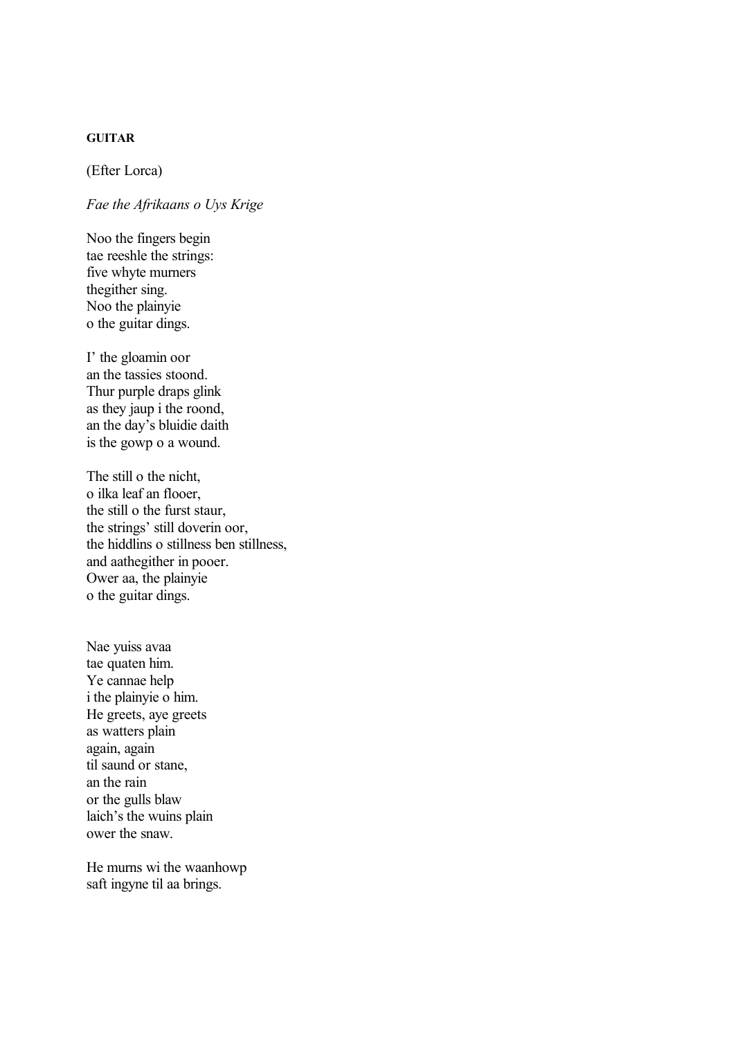**GUITAR**

(Efter Lorca)

*Fae the Afrikaans o Uys Krige*

Noo the fingers begin  
tae reeshle the strings:  
five whyte murners  
thegither sing.  
Noo the plainyie  
o the guitar dings.

I' the gloamin oor  
an the tassies stoond.  
Thur purple draps glink  
as they jaup i the roond,  
an the day's bluidie daith  
is the gowp o a wound.

The still o the nicht,  
o ilka leaf an flooer,  
the still o the furst staur,  
the strings' still doverin oor,  
the hiddlins o stillness ben stillness,  
and aathegither in pooer.  
Ower aa, the plainyie  
o the guitar dings.

Nae yuiss avaa  
tae quaten him.  
Ye cannae help  
i the plainyie o him.  
He greets, aye greets  
as watters plain  
again, again  
til saund or stane,  
an the rain  
or the gulls blaw  
laich's the wuins plain  
ower the snaw.

He murns wi the waanhowp  
saft ingyne til aa brings.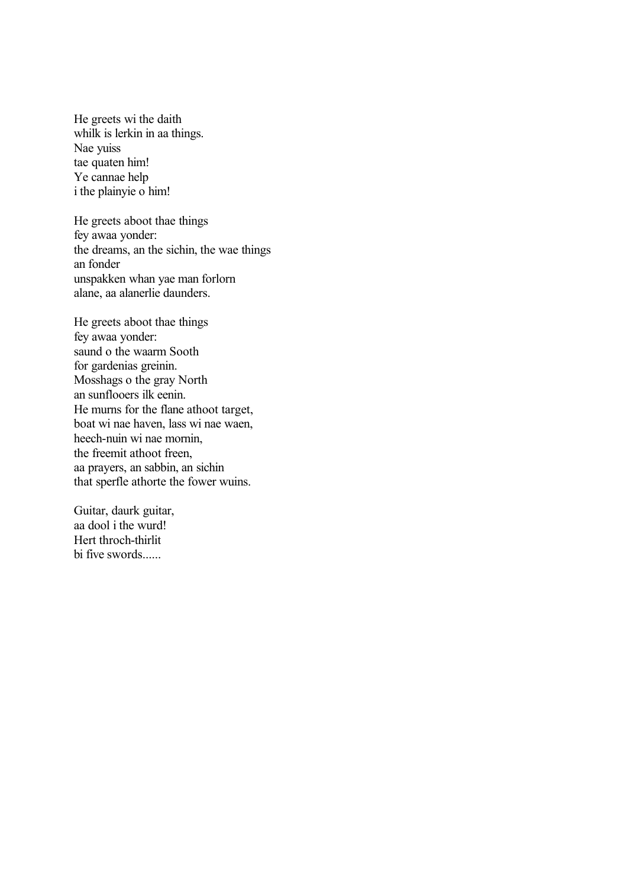He greets wi the daith  
whilk is lerkin in aa things.  
Nae yuiss  
tae quaten him!  
Ye cannae help  
i the plainyie o him!

He greets aboot thae things  
fey awaa yonder:  
the dreams, an the sichin, the wae things  
an fonder  
unspakken whan yae man forlorn  
alane, aa alanerlie daunders.

He greets aboot thae things  
fey awaa yonder:  
saund o the waarm Sooth  
for gardenias greinin.  
Mosshags o the gray North  
an sunflooers ilk eenin.  
He murns for the flane athoot target,  
boat wi nae haven, lass wi nae waen,  
heech-nuin wi nae mornin,  
the freemit athoot freen,  
aa prayers, an sabbin, an sichin  
that sperfle athorte the fower wuins.

Guitar, daurk guitar,  
aa dool i the wurd!  
Hert throch-thirlit  
bi five swords......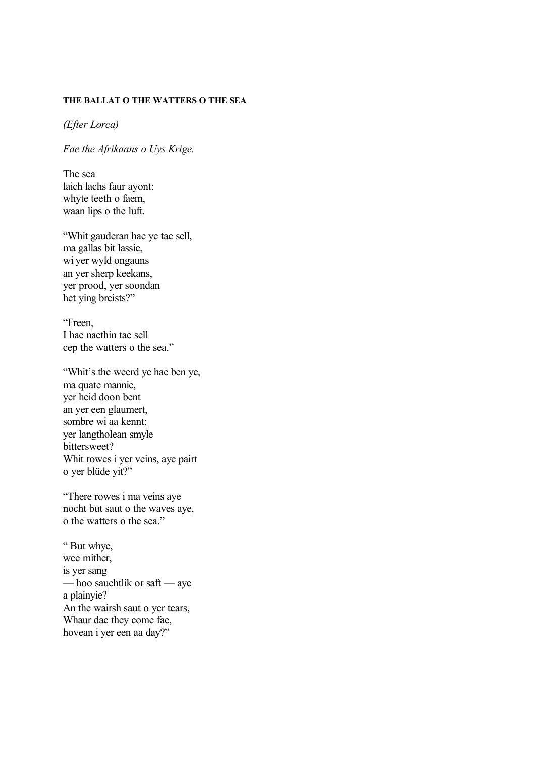**THE BALLAT O THE WATTERS O THE SEA**

*(Efter Lorca)*

*Fae the Afrikaans o Uys Krige.*

The sea
laich lachs faur ayont:
whyte teeth o faem,
waan lips o the luft.

"Whit gauderan hae ye tae sell,
ma gallas bit lassie,
wi yer wyld ongauns
an yer sherp keekans,
yer prood, yer soondan
het ying breists?"

"Freen,
I hae naethin tae sell
cep the watters o the sea."

"Whit's the weerd ye hae ben ye,
ma quate mannie,
yer heid doon bent
an yer een glaumert,
sombre wi aa kennt;
yer langtholean smyle
bittersweet?
Whit rowes i yer veins, aye pairt
o yer blüde yit?"

"There rowes i ma veins aye
nocht but saut o the waves aye,
o the watters o the sea."

" But whye,
wee mither,
is yer sang
— hoo sauchtlik or saft — aye
a plainyie?
An the wairsh saut o yer tears,
Whaur dae they come fae,
hovean i yer een aa day?"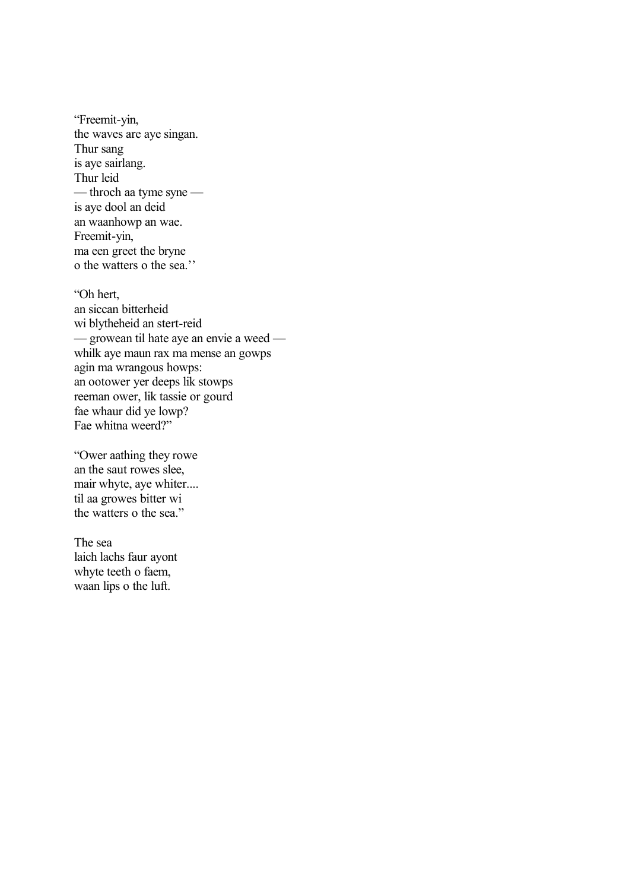“Freemit-yin,  
the waves are aye singan.  
Thur sang  
is aye sairlang.  
Thur leid  
— throch aa tyme syne —  
is aye dool an deid  
an waanhowp an wae.  
Freemit-yin,  
ma een greet the bryne  
o the watters o the sea.’’

“Oh hert,  
an siccan bitterheid  
wi blytheheid an stert-reid  
— growean til hate aye an envie a weed —  
whilk aye maun rax ma mense an gowps  
agin ma wrangous howps:  
an ootower yer deeps lik stowps  
reeman ower, lik tassie or gourd  
fae whaur did ye lowp?  
Fae whitna weerd?”

“Ower aathing they rowe  
an the saut rowes slee,  
mair whyte, aye whiter....  
til aa growes bitter wi  
the watters o the sea.”

The sea  
laich lachs faur ayont  
whyte teeth o faem,  
waan lips o the luft.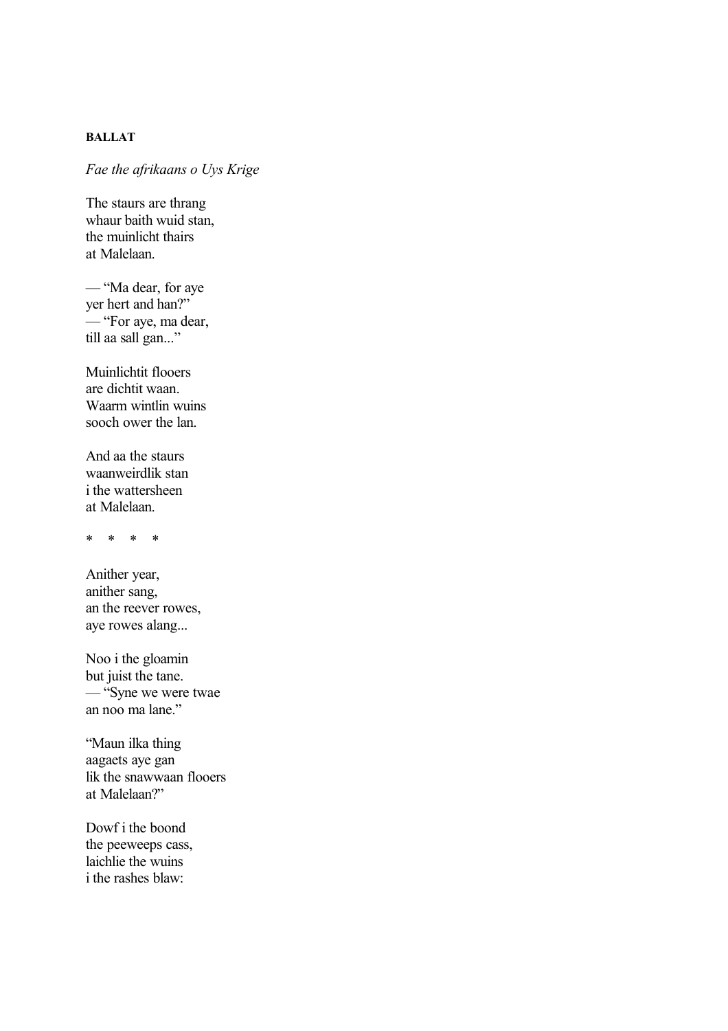**BALLAT**

*Fae the afrikaans o Uys Krige*

The staurs are thrang  
whaur baith wuid stan,  
the muinlicht thairs  
at Malelaan.

— "Ma dear, for aye  
yer hert and han?"  
— "For aye, ma dear,  
till aa sall gan..."

Muinlichtit flooers  
are dichtit waan.  
Waarm wintlin wuins  
sooch ower the lan.

And aa the staurs  
waanweirdlik stan  
i the wattersheen  
at Malelaan.

\*    \*    \*    \*

Anither year,  
anither sang,  
an the reever rowes,  
aye rowes alang...

Noo i the gloamin  
but juist the tane.  
— "Syne we were twae  
an noo ma lane."

"Maun ilka thing  
aagaets aye gan  
lik the snawwaan flooers  
at Malelaan?"

Dowf i the boond  
the peeweeps cass,  
laichlie the wuins  
i the rashes blaw: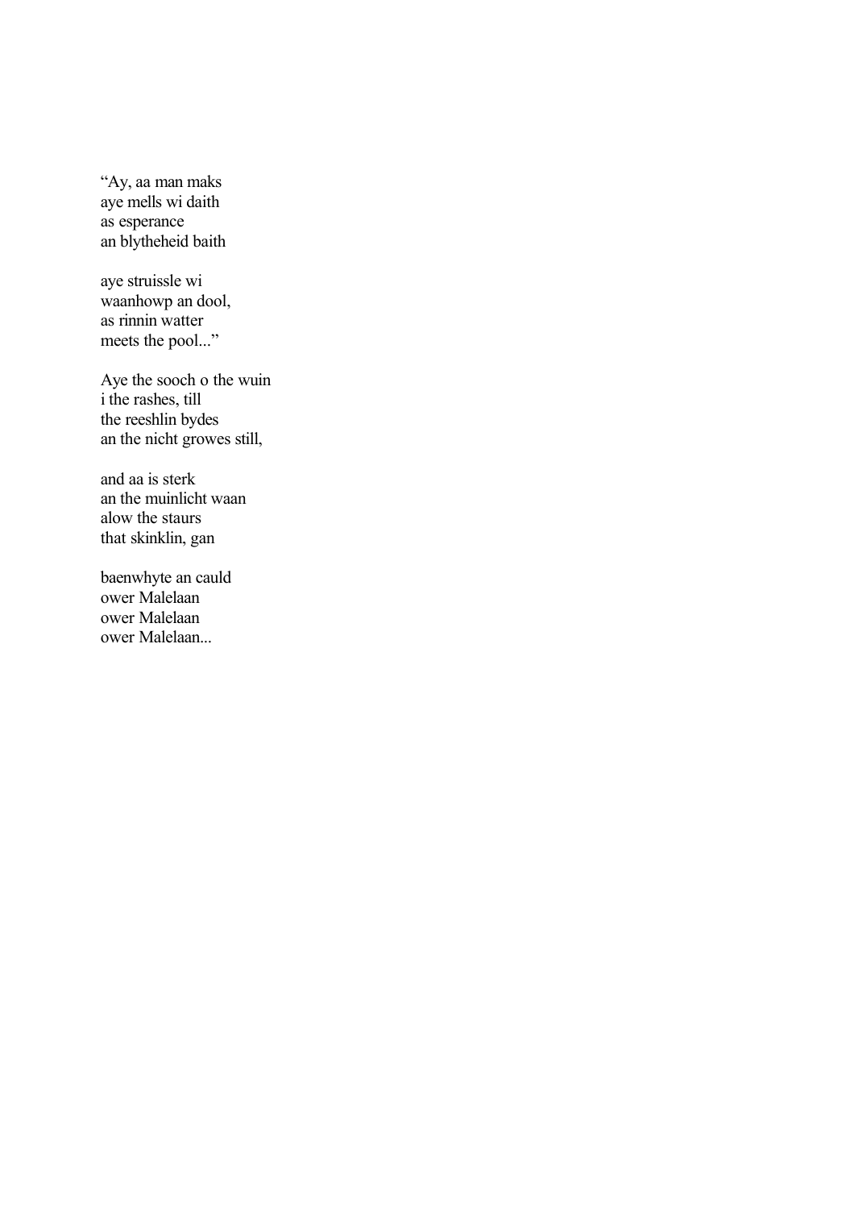"Ay, aa man maks  
aye mells wi daith  
as esperance  
an blytheheid baith

aye struissle wi  
waanhowp an dool,  
as rinnin watter  
meets the pool..."

Aye the sooch o the wuin  
i the rashes, till  
the reeshlin bydes  
an the nicht growes still,

and aa is sterk  
an the muinlicht waan  
alow the staurs  
that skinklin, gan

baenwhyte an cauld  
ower Malelaan  
ower Malelaan  
ower Malelaan...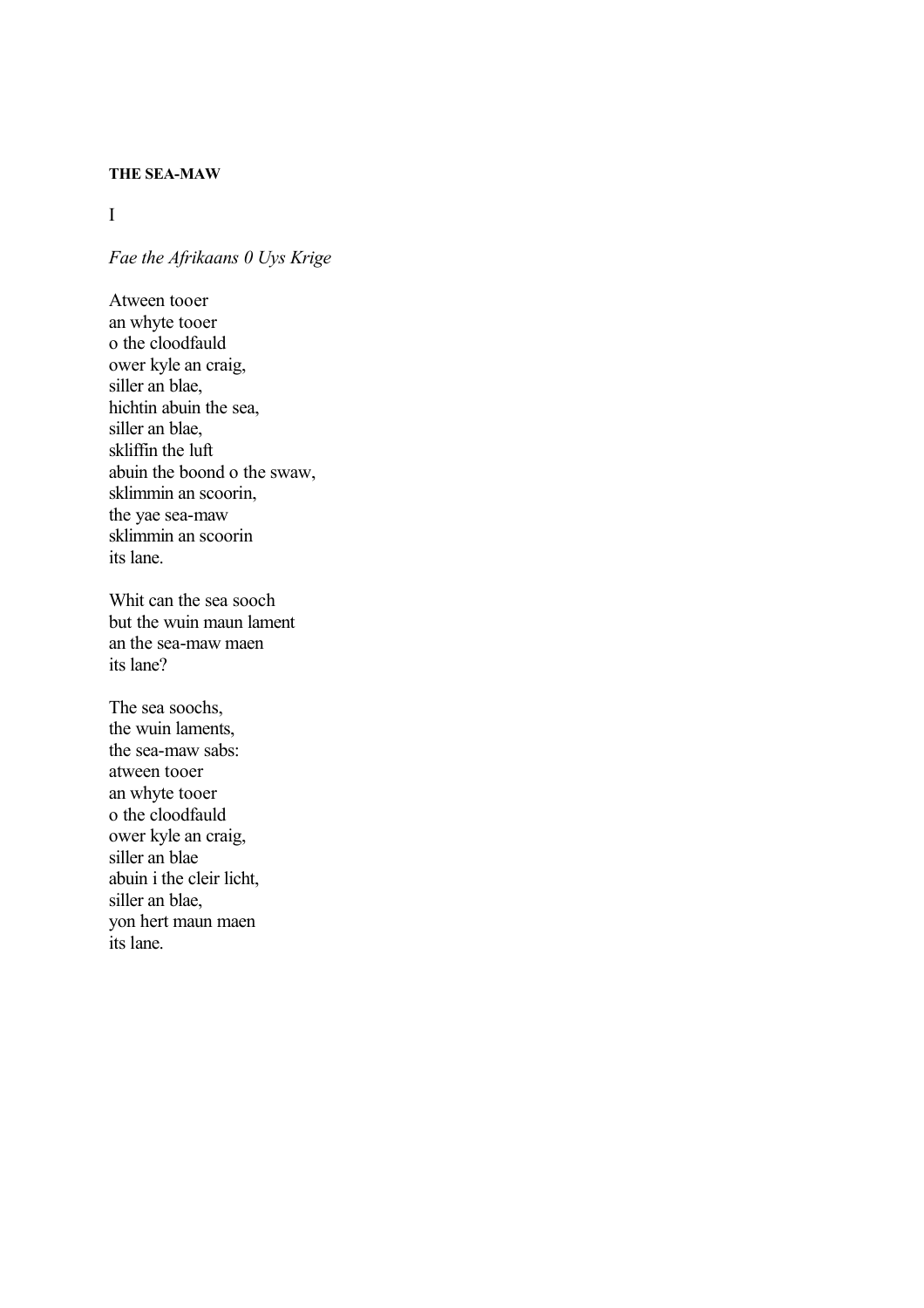**THE SEA-MAW**

I

*Fae the Afrikaans 0 Uys Krige*

Atween tooer  
an whyte tooer  
o the cloodfauld  
ower kyle an craig,  
siller an blae,  
hichtin abuin the sea,  
siller an blae,  
skliffin the luft  
abuin the boond o the swaw,  
sklimmin an scoorin,  
the yae sea-maw  
sklimmin an scoorin  
its lane.

Whit can the sea sooch  
but the wuin maun lament  
an the sea-maw maen  
its lane?

The sea soochs,  
the wuin laments,  
the sea-maw sabs:  
atween tooer  
an whyte tooer  
o the cloodfauld  
ower kyle an craig,  
siller an blae  
abuin i the cleir licht,  
siller an blae,  
yon hert maun maen  
its lane.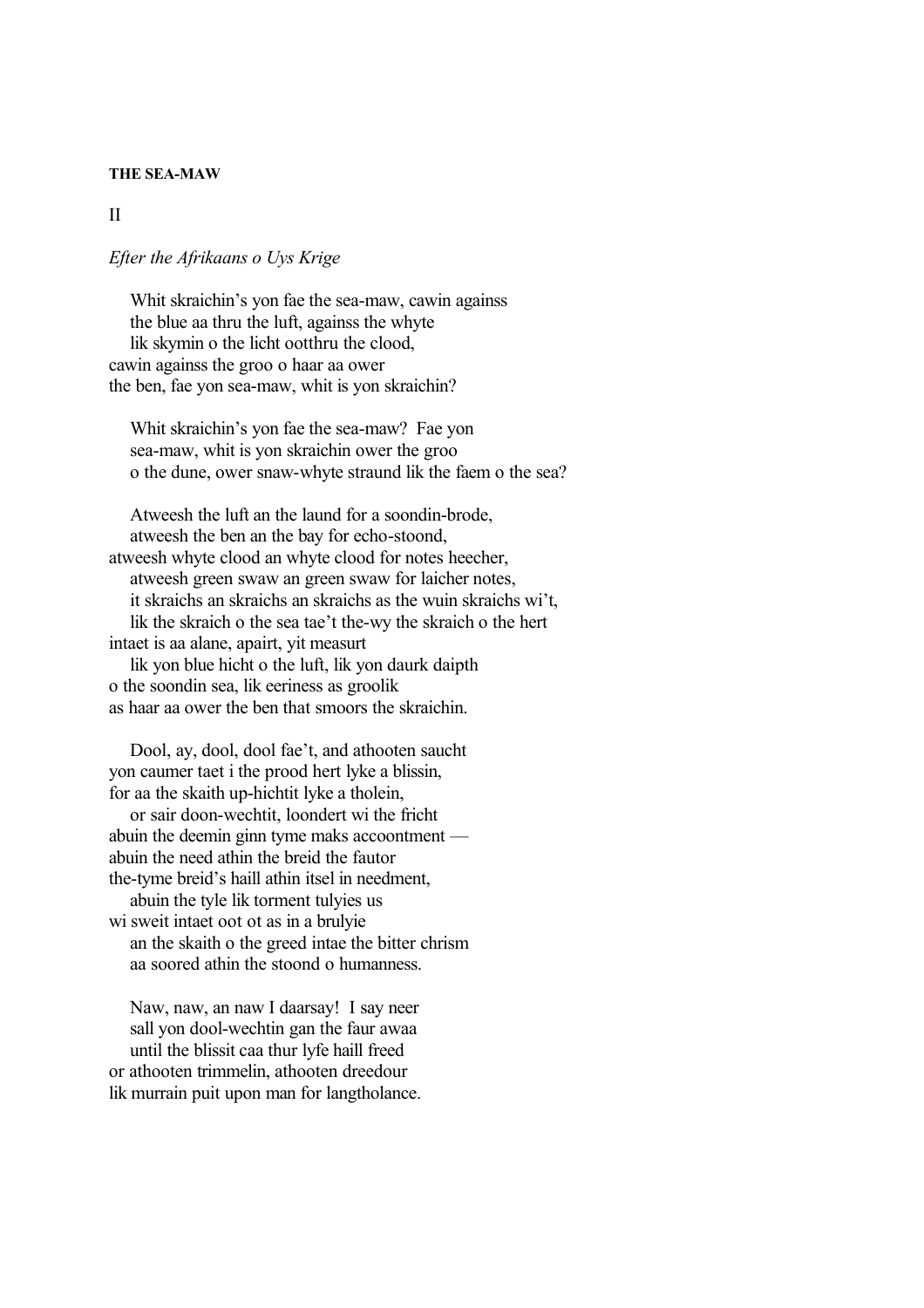**THE SEA-MAW**

II

*Efter the Afrikaans o Uys Krige*

Whit skraichin's yon fae the sea-maw, cawin againss
the blue aa thru the luft, againss the whyte
lik skymin o the licht ootthru the clood,
cawin againss the groo o haar aa ower
the ben, fae yon sea-maw, whit is yon skraichin?

Whit skraichin's yon fae the sea-maw? Fae yon
sea-maw, whit is yon skraichin ower the groo
o the dune, ower snaw-whyte straund lik the faem o the sea?

Atweesh the luft an the laund for a soondin-brode,
atweesh the ben an the bay for echo-stoond,
atweesh whyte clood an whyte clood for notes heecher,
atweesh green swaw an green swaw for laicher notes,
it skraichs an skraichs an skraichs as the wuin skraichs wi't,
lik the skraich o the sea tae't the-wy the skraich o the hert
intaet is aa alane, apairt, yit measurt
lik yon blue hicht o the luft, lik yon daurk daipth
o the soondin sea, lik eeriness as groolik
as haar aa ower the ben that smoors the skraichin.

Dool, ay, dool, dool fae't, and athooten saucht
yon caumer taet i the prood hert lyke a blissin,
for aa the skaith up-hichtit lyke a tholein,
or sair doon-wechtit, loondert wi the fricht
abuin the deemin ginn tyme maks accoontment —
abuin the need athin the breid the fautor
the-tyme breid's haill athin itsel in needment,
abuin the tyle lik torment tulyies us
wi sweit intaet oot ot as in a brulyie
an the skaith o the greed intae the bitter chrism
aa soored athin the stoond o humanness.

Naw, naw, an naw I daarsay! I say neer
sall yon dool-wechtin gan the faur awaa
until the blissit caa thur lyfe haill freed
or athooten trimmelin, athooten dreedour
lik murrain puit upon man for langtholance.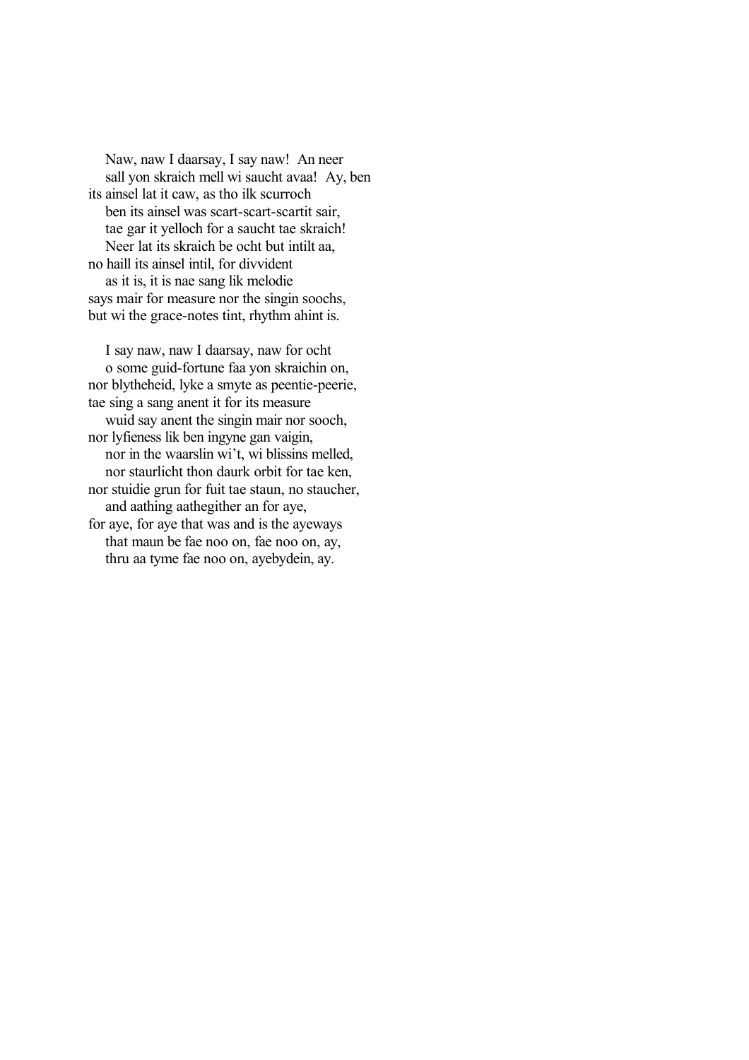Naw, naw I daarsay, I say naw!  An neer
sall yon skraich mell wi saucht avaa!  Ay, ben
its ainsel lat it caw, as tho ilk scurroch
ben its ainsel was scart-scart-scartit sair,
tae gar it yelloch for a saucht tae skraich!
Neer lat its skraich be ocht but intilt aa,
no haill its ainsel intil, for divvident
as it is, it is nae sang lik melodie
says mair for measure nor the singin soochs,
but wi the grace-notes tint, rhythm ahint is.

I say naw, naw I daarsay, naw for ocht
o some guid-fortune faa yon skraichin on,
nor blytheheid, lyke a smyte as peentie-peerie,
tae sing a sang anent it for its measure
wuid say anent the singin mair nor sooch,
nor lyfieness lik ben ingyne gan vaigin,
nor in the waarslin wi't, wi blissins melled,
nor staurlicht thon daurk orbit for tae ken,
nor stuidie grun for fuit tae staun, no staucher,
and aathing aathegither an for aye,
for aye, for aye that was and is the ayeways
that maun be fae noo on, fae noo on, ay,
thru aa tyme fae noo on, ayebydein, ay.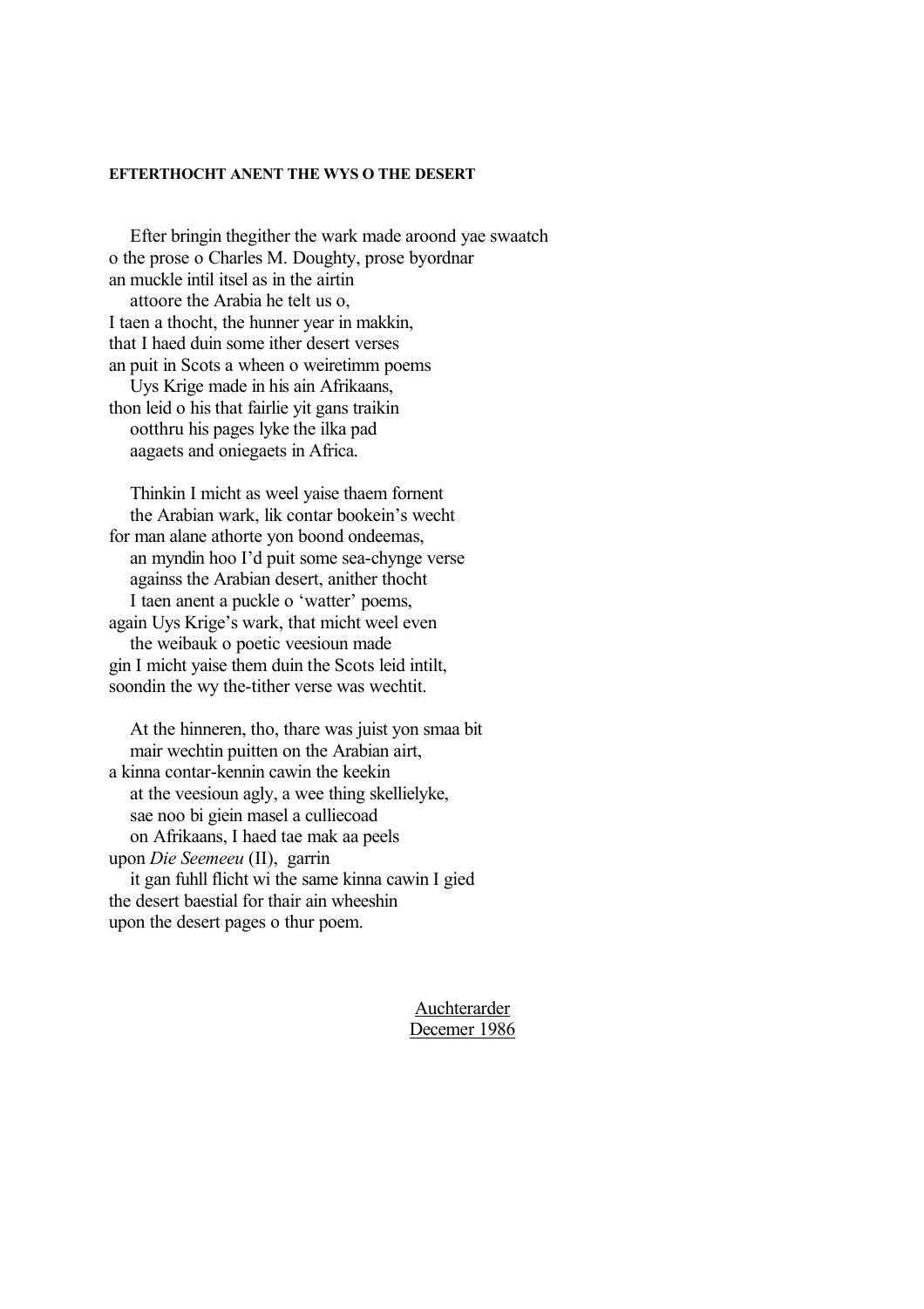**EFTERTHOCHT ANENT THE WYS O THE DESERT**

Efter bringin thegither the wark made aroond yae swaatch
o the prose o Charles M. Doughty, prose byordnar
an muckle intil itsel as in the airtin
attoore the Arabia he telt us o,
I taen a thocht, the hunner year in makkin,
that I haed duin some ither desert verses
an puit in Scots a wheen o weiretimm poems
Uys Krige made in his ain Afrikaans,
thon leid o his that fairlie yit gans traikin
ootthru his pages lyke the ilka pad
aagaets and oniegaets in Africa.

Thinkin I micht as weel yaise thaem fornent
the Arabian wark, lik contar bookein's wecht
for man alane athorte yon boond ondeemas,
an myndin hoo I'd puit some sea-chynge verse
againss the Arabian desert, anither thocht
I taen anent a puckle o 'watter' poems,
again Uys Krige's wark, that micht weel even
the weibauk o poetic veesioun made
gin I micht yaise them duin the Scots leid intilt,
soondin the wy the-tither verse was wechtit.

At the hinneren, tho, thare was juist yon smaa bit
mair wechtin puitten on the Arabian airt,
a kinna contar-kennin cawin the keekin
at the veesioun agly, a wee thing skellielyke,
sae noo bi giein masel a culliecoad
on Afrikaans, I haed tae mak aa peels
upon *Die Seemeeu* (II), garrin
it gan fuhll flicht wi the same kinna cawin I gied
the desert baestial for thair ain wheeshin
upon the desert pages o thur poem.

Auchterarder
Decemer 1986